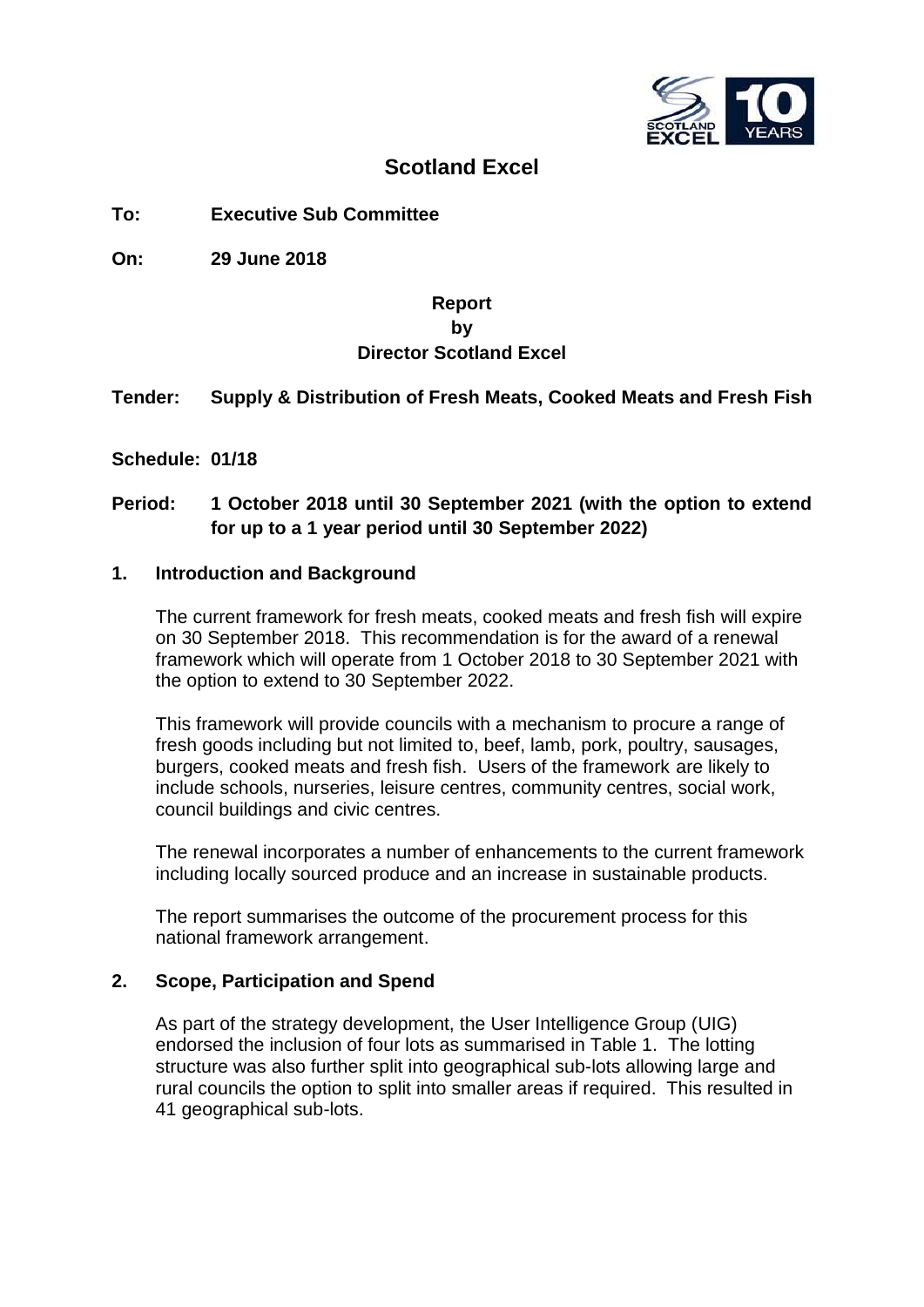# Scotland Excel

**To:** **Executive Sub Committee**

**On:** **29 June 2018**

**Report**
**by**
**Director Scotland Excel**

**Tender:** **Supply & Distribution of Fresh Meats, Cooked Meats and Fresh Fish**

**Schedule: 01/18**

**Period:** **1 October 2018 until 30 September 2021 (with the option to extend for up to a 1 year period until 30 September 2022)**

## 1. Introduction and Background

The current framework for fresh meats, cooked meats and fresh fish will expire on 30 September 2018. This recommendation is for the award of a renewal framework which will operate from 1 October 2018 to 30 September 2021 with the option to extend to 30 September 2022.

This framework will provide councils with a mechanism to procure a range of fresh goods including but not limited to, beef, lamb, pork, poultry, sausages, burgers, cooked meats and fresh fish. Users of the framework are likely to include schools, nurseries, leisure centres, community centres, social work, council buildings and civic centres.

The renewal incorporates a number of enhancements to the current framework including locally sourced produce and an increase in sustainable products.

The report summarises the outcome of the procurement process for this national framework arrangement.

## 2. Scope, Participation and Spend

As part of the strategy development, the User Intelligence Group (UIG) endorsed the inclusion of four lots as summarised in Table 1. The lotting structure was also further split into geographical sub-lots allowing large and rural councils the option to split into smaller areas if required. This resulted in 41 geographical sub-lots.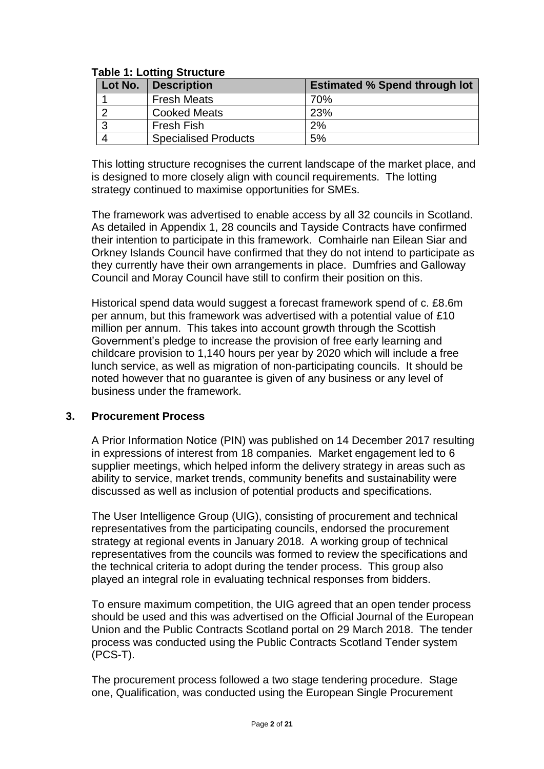**Table 1: Lotting Structure**

| Lot No. | Description | Estimated % Spend through lot |
|---|---|---|
| 1 | Fresh Meats | 70% |
| 2 | Cooked Meats | 23% |
| 3 | Fresh Fish | 2% |
| 4 | Specialised Products | 5% |

This lotting structure recognises the current landscape of the market place, and is designed to more closely align with council requirements. The lotting strategy continued to maximise opportunities for SMEs.

The framework was advertised to enable access by all 32 councils in Scotland. As detailed in Appendix 1, 28 councils and Tayside Contracts have confirmed their intention to participate in this framework. Comhairle nan Eilean Siar and Orkney Islands Council have confirmed that they do not intend to participate as they currently have their own arrangements in place. Dumfries and Galloway Council and Moray Council have still to confirm their position on this.

Historical spend data would suggest a forecast framework spend of c. £8.6m per annum, but this framework was advertised with a potential value of £10 million per annum. This takes into account growth through the Scottish Government's pledge to increase the provision of free early learning and childcare provision to 1,140 hours per year by 2020 which will include a free lunch service, as well as migration of non-participating councils. It should be noted however that no guarantee is given of any business or any level of business under the framework.

## 3. Procurement Process

A Prior Information Notice (PIN) was published on 14 December 2017 resulting in expressions of interest from 18 companies. Market engagement led to 6 supplier meetings, which helped inform the delivery strategy in areas such as ability to service, market trends, community benefits and sustainability were discussed as well as inclusion of potential products and specifications.

The User Intelligence Group (UIG), consisting of procurement and technical representatives from the participating councils, endorsed the procurement strategy at regional events in January 2018. A working group of technical representatives from the councils was formed to review the specifications and the technical criteria to adopt during the tender process. This group also played an integral role in evaluating technical responses from bidders.

To ensure maximum competition, the UIG agreed that an open tender process should be used and this was advertised on the Official Journal of the European Union and the Public Contracts Scotland portal on 29 March 2018. The tender process was conducted using the Public Contracts Scotland Tender system (PCS-T).

The procurement process followed a two stage tendering procedure. Stage one, Qualification, was conducted using the European Single Procurement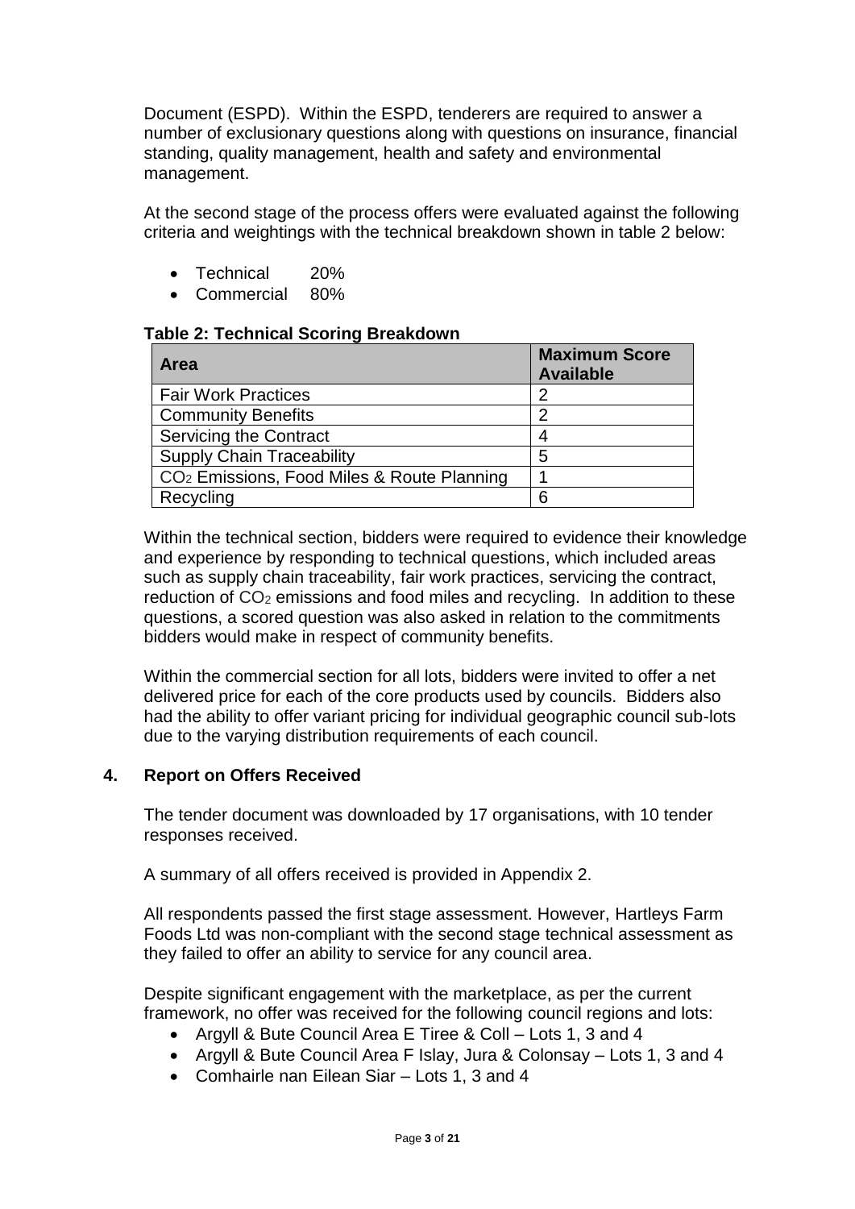Document (ESPD). Within the ESPD, tenderers are required to answer a number of exclusionary questions along with questions on insurance, financial standing, quality management, health and safety and environmental management.

At the second stage of the process offers were evaluated against the following criteria and weightings with the technical breakdown shown in table 2 below:

- Technical 20%
- Commercial 80%

**Table 2: Technical Scoring Breakdown**

| Area | Maximum Score Available |
|---|---|
| Fair Work Practices | 2 |
| Community Benefits | 2 |
| Servicing the Contract | 4 |
| Supply Chain Traceability | 5 |
| $CO_2$ Emissions, Food Miles & Route Planning | 1 |
| Recycling | 6 |

Within the technical section, bidders were required to evidence their knowledge and experience by responding to technical questions, which included areas such as supply chain traceability, fair work practices, servicing the contract, reduction of $CO_2$ emissions and food miles and recycling. In addition to these questions, a scored question was also asked in relation to the commitments bidders would make in respect of community benefits.

Within the commercial section for all lots, bidders were invited to offer a net delivered price for each of the core products used by councils. Bidders also had the ability to offer variant pricing for individual geographic council sub-lots due to the varying distribution requirements of each council.

## 4. Report on Offers Received

The tender document was downloaded by 17 organisations, with 10 tender responses received.

A summary of all offers received is provided in Appendix 2.

All respondents passed the first stage assessment. However, Hartleys Farm Foods Ltd was non-compliant with the second stage technical assessment as they failed to offer an ability to service for any council area.

Despite significant engagement with the marketplace, as per the current framework, no offer was received for the following council regions and lots:

- Argyll & Bute Council Area E Tiree & Coll – Lots 1, 3 and 4
- Argyll & Bute Council Area F Islay, Jura & Colonsay – Lots 1, 3 and 4
- Comhairle nan Eilean Siar – Lots 1, 3 and 4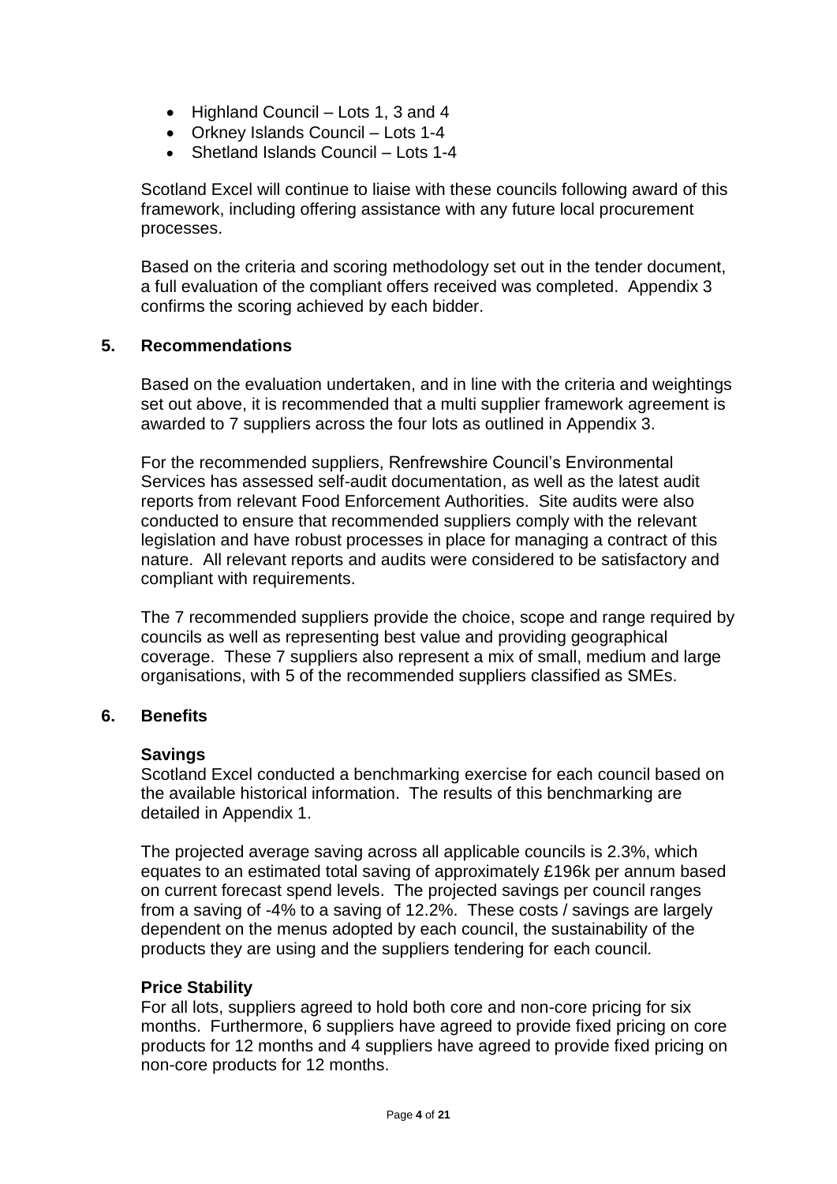- Highland Council – Lots 1, 3 and 4
- Orkney Islands Council – Lots 1-4
- Shetland Islands Council – Lots 1-4

Scotland Excel will continue to liaise with these councils following award of this framework, including offering assistance with any future local procurement processes.

Based on the criteria and scoring methodology set out in the tender document, a full evaluation of the compliant offers received was completed. Appendix 3 confirms the scoring achieved by each bidder.

## 5. Recommendations

Based on the evaluation undertaken, and in line with the criteria and weightings set out above, it is recommended that a multi supplier framework agreement is awarded to 7 suppliers across the four lots as outlined in Appendix 3.

For the recommended suppliers, Renfrewshire Council's Environmental Services has assessed self-audit documentation, as well as the latest audit reports from relevant Food Enforcement Authorities. Site audits were also conducted to ensure that recommended suppliers comply with the relevant legislation and have robust processes in place for managing a contract of this nature. All relevant reports and audits were considered to be satisfactory and compliant with requirements.

The 7 recommended suppliers provide the choice, scope and range required by councils as well as representing best value and providing geographical coverage. These 7 suppliers also represent a mix of small, medium and large organisations, with 5 of the recommended suppliers classified as SMEs.

## 6. Benefits

### Savings

Scotland Excel conducted a benchmarking exercise for each council based on the available historical information. The results of this benchmarking are detailed in Appendix 1.

The projected average saving across all applicable councils is 2.3%, which equates to an estimated total saving of approximately £196k per annum based on current forecast spend levels. The projected savings per council ranges from a saving of -4% to a saving of 12.2%. These costs / savings are largely dependent on the menus adopted by each council, the sustainability of the products they are using and the suppliers tendering for each council.

### Price Stability

For all lots, suppliers agreed to hold both core and non-core pricing for six months. Furthermore, 6 suppliers have agreed to provide fixed pricing on core products for 12 months and 4 suppliers have agreed to provide fixed pricing on non-core products for 12 months.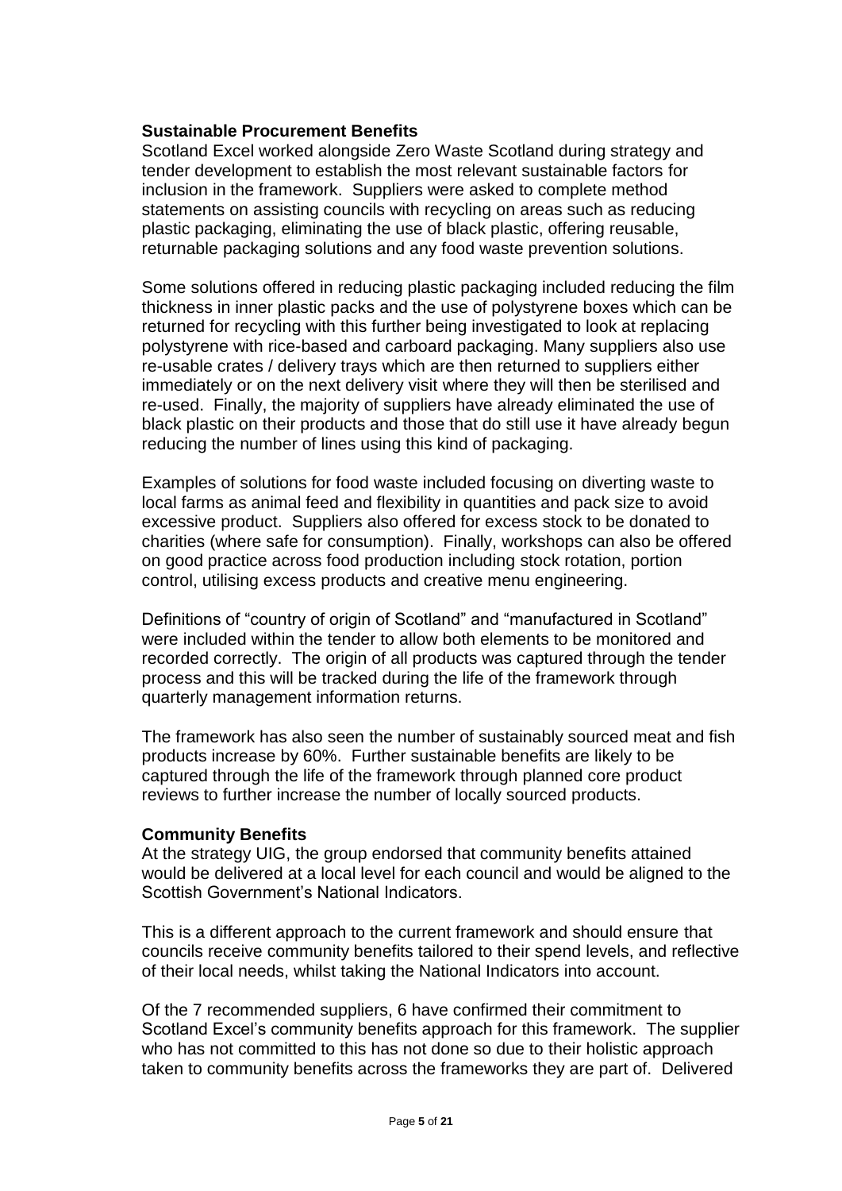**Sustainable Procurement Benefits**

Scotland Excel worked alongside Zero Waste Scotland during strategy and tender development to establish the most relevant sustainable factors for inclusion in the framework. Suppliers were asked to complete method statements on assisting councils with recycling on areas such as reducing plastic packaging, eliminating the use of black plastic, offering reusable, returnable packaging solutions and any food waste prevention solutions.

Some solutions offered in reducing plastic packaging included reducing the film thickness in inner plastic packs and the use of polystyrene boxes which can be returned for recycling with this further being investigated to look at replacing polystyrene with rice-based and carboard packaging. Many suppliers also use re-usable crates / delivery trays which are then returned to suppliers either immediately or on the next delivery visit where they will then be sterilised and re-used. Finally, the majority of suppliers have already eliminated the use of black plastic on their products and those that do still use it have already begun reducing the number of lines using this kind of packaging.

Examples of solutions for food waste included focusing on diverting waste to local farms as animal feed and flexibility in quantities and pack size to avoid excessive product. Suppliers also offered for excess stock to be donated to charities (where safe for consumption). Finally, workshops can also be offered on good practice across food production including stock rotation, portion control, utilising excess products and creative menu engineering.

Definitions of "country of origin of Scotland" and "manufactured in Scotland" were included within the tender to allow both elements to be monitored and recorded correctly. The origin of all products was captured through the tender process and this will be tracked during the life of the framework through quarterly management information returns.

The framework has also seen the number of sustainably sourced meat and fish products increase by 60%. Further sustainable benefits are likely to be captured through the life of the framework through planned core product reviews to further increase the number of locally sourced products.

**Community Benefits**

At the strategy UIG, the group endorsed that community benefits attained would be delivered at a local level for each council and would be aligned to the Scottish Government's National Indicators.

This is a different approach to the current framework and should ensure that councils receive community benefits tailored to their spend levels, and reflective of their local needs, whilst taking the National Indicators into account.

Of the 7 recommended suppliers, 6 have confirmed their commitment to Scotland Excel's community benefits approach for this framework. The supplier who has not committed to this has not done so due to their holistic approach taken to community benefits across the frameworks they are part of. Delivered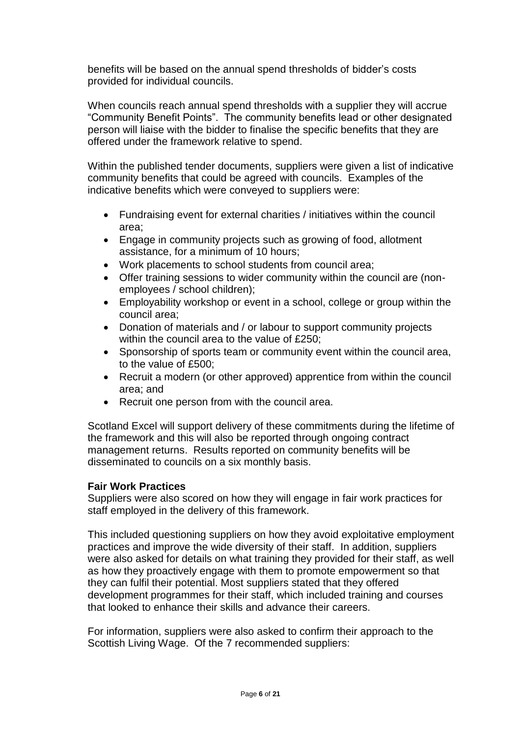benefits will be based on the annual spend thresholds of bidder's costs provided for individual councils.

When councils reach annual spend thresholds with a supplier they will accrue "Community Benefit Points". The community benefits lead or other designated person will liaise with the bidder to finalise the specific benefits that they are offered under the framework relative to spend.

Within the published tender documents, suppliers were given a list of indicative community benefits that could be agreed with councils. Examples of the indicative benefits which were conveyed to suppliers were:

- Fundraising event for external charities / initiatives within the council area;
- Engage in community projects such as growing of food, allotment assistance, for a minimum of 10 hours;
- Work placements to school students from council area;
- Offer training sessions to wider community within the council are (non-employees / school children);
- Employability workshop or event in a school, college or group within the council area;
- Donation of materials and / or labour to support community projects within the council area to the value of £250;
- Sponsorship of sports team or community event within the council area, to the value of £500;
- Recruit a modern (or other approved) apprentice from within the council area; and
- Recruit one person from with the council area.

Scotland Excel will support delivery of these commitments during the lifetime of the framework and this will also be reported through ongoing contract management returns. Results reported on community benefits will be disseminated to councils on a six monthly basis.

**Fair Work Practices**

Suppliers were also scored on how they will engage in fair work practices for staff employed in the delivery of this framework.

This included questioning suppliers on how they avoid exploitative employment practices and improve the wide diversity of their staff. In addition, suppliers were also asked for details on what training they provided for their staff, as well as how they proactively engage with them to promote empowerment so that they can fulfil their potential. Most suppliers stated that they offered development programmes for their staff, which included training and courses that looked to enhance their skills and advance their careers.

For information, suppliers were also asked to confirm their approach to the Scottish Living Wage. Of the 7 recommended suppliers: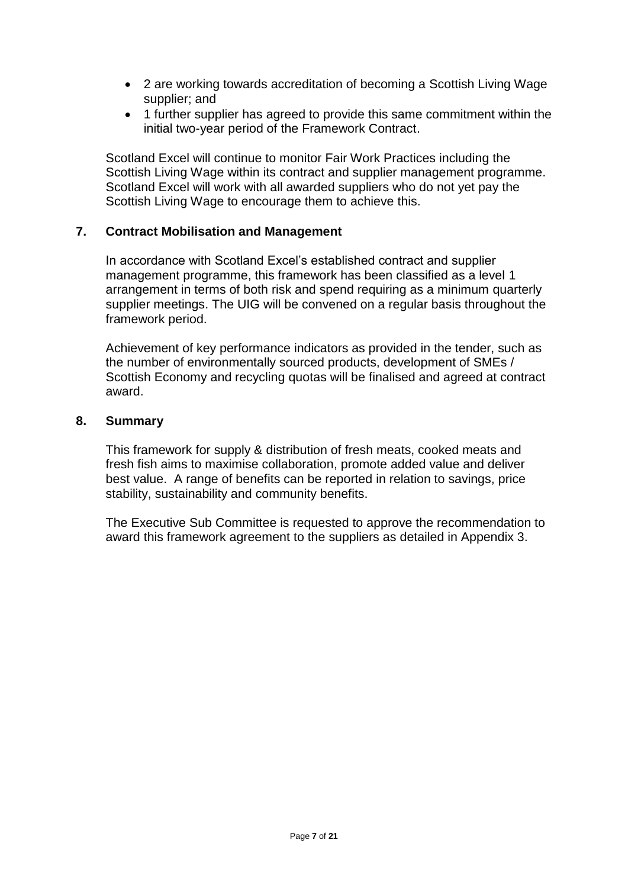- 2 are working towards accreditation of becoming a Scottish Living Wage supplier; and
- 1 further supplier has agreed to provide this same commitment within the initial two-year period of the Framework Contract.

Scotland Excel will continue to monitor Fair Work Practices including the Scottish Living Wage within its contract and supplier management programme. Scotland Excel will work with all awarded suppliers who do not yet pay the Scottish Living Wage to encourage them to achieve this.

## 7. Contract Mobilisation and Management

In accordance with Scotland Excel's established contract and supplier management programme, this framework has been classified as a level 1 arrangement in terms of both risk and spend requiring as a minimum quarterly supplier meetings. The UIG will be convened on a regular basis throughout the framework period.

Achievement of key performance indicators as provided in the tender, such as the number of environmentally sourced products, development of SMEs / Scottish Economy and recycling quotas will be finalised and agreed at contract award.

## 8. Summary

This framework for supply & distribution of fresh meats, cooked meats and fresh fish aims to maximise collaboration, promote added value and deliver best value. A range of benefits can be reported in relation to savings, price stability, sustainability and community benefits.

The Executive Sub Committee is requested to approve the recommendation to award this framework agreement to the suppliers as detailed in Appendix 3.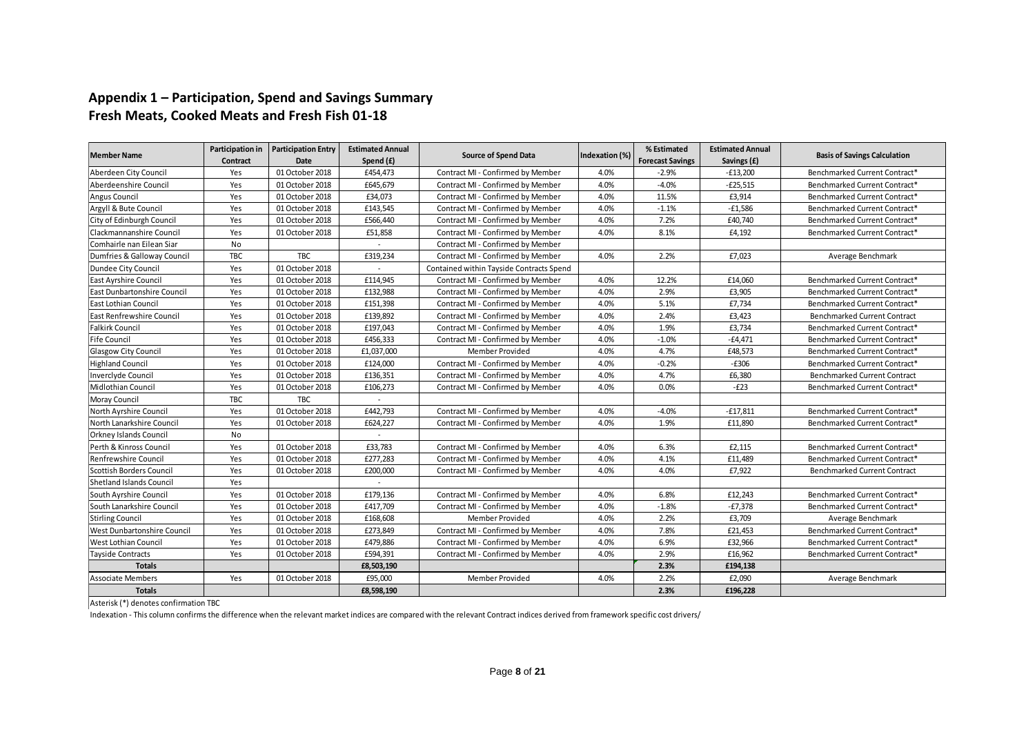# Appendix 1 – Participation, Spend and Savings Summary
# Fresh Meats, Cooked Meats and Fresh Fish 01-18

| Member Name | Participation in Contract | Participation Entry Date | Estimated Annual Spend (£) | Source of Spend Data | Indexation (%) | % Estimated Forecast Savings | Estimated Annual Savings (£) | Basis of Savings Calculation |
|---|---|---|---|---|---|---|---|---|
| Aberdeen City Council | Yes | 01 October 2018 | £454,473 | Contract MI - Confirmed by Member | 4.0% | -2.9% | -£13,200 | Benchmarked Current Contract* |
| Aberdeenshire Council | Yes | 01 October 2018 | £645,679 | Contract MI - Confirmed by Member | 4.0% | -4.0% | -£25,515 | Benchmarked Current Contract* |
| Angus Council | Yes | 01 October 2018 | £34,073 | Contract MI - Confirmed by Member | 4.0% | 11.5% | £3,914 | Benchmarked Current Contract* |
| Argyll & Bute Council | Yes | 01 October 2018 | £143,545 | Contract MI - Confirmed by Member | 4.0% | -1.1% | -£1,586 | Benchmarked Current Contract* |
| City of Edinburgh Council | Yes | 01 October 2018 | £566,440 | Contract MI - Confirmed by Member | 4.0% | 7.2% | £40,740 | Benchmarked Current Contract* |
| Clackmannanshire Council | Yes | 01 October 2018 | £51,858 | Contract MI - Confirmed by Member | 4.0% | 8.1% | £4,192 | Benchmarked Current Contract* |
| Comhairle nan Eilean Siar | No | | - | Contract MI - Confirmed by Member | | | | |
| Dumfries & Galloway Council | TBC | TBC | £319,234 | Contract MI - Confirmed by Member | 4.0% | 2.2% | £7,023 | Average Benchmark |
| Dundee City Council | Yes | 01 October 2018 | - | Contained within Tayside Contracts Spend | | | | |
| East Ayrshire Council | Yes | 01 October 2018 | £114,945 | Contract MI - Confirmed by Member | 4.0% | 12.2% | £14,060 | Benchmarked Current Contract* |
| East Dunbartonshire Council | Yes | 01 October 2018 | £132,988 | Contract MI - Confirmed by Member | 4.0% | 2.9% | £3,905 | Benchmarked Current Contract* |
| East Lothian Council | Yes | 01 October 2018 | £151,398 | Contract MI - Confirmed by Member | 4.0% | 5.1% | £7,734 | Benchmarked Current Contract* |
| East Renfrewshire Council | Yes | 01 October 2018 | £139,892 | Contract MI - Confirmed by Member | 4.0% | 2.4% | £3,423 | Benchmarked Current Contract |
| Falkirk Council | Yes | 01 October 2018 | £197,043 | Contract MI - Confirmed by Member | 4.0% | 1.9% | £3,734 | Benchmarked Current Contract* |
| Fife Council | Yes | 01 October 2018 | £456,333 | Contract MI - Confirmed by Member | 4.0% | -1.0% | -£4,471 | Benchmarked Current Contract* |
| Glasgow City Council | Yes | 01 October 2018 | £1,037,000 | Member Provided | 4.0% | 4.7% | £48,573 | Benchmarked Current Contract* |
| Highland Council | Yes | 01 October 2018 | £124,000 | Contract MI - Confirmed by Member | 4.0% | -0.2% | -£306 | Benchmarked Current Contract* |
| Inverclyde Council | Yes | 01 October 2018 | £136,351 | Contract MI - Confirmed by Member | 4.0% | 4.7% | £6,380 | Benchmarked Current Contract |
| Midlothian Council | Yes | 01 October 2018 | £106,273 | Contract MI - Confirmed by Member | 4.0% | 0.0% | -£23 | Benchmarked Current Contract* |
| Moray Council | TBC | TBC | - | | | | | |
| North Ayrshire Council | Yes | 01 October 2018 | £442,793 | Contract MI - Confirmed by Member | 4.0% | -4.0% | -£17,811 | Benchmarked Current Contract* |
| North Lanarkshire Council | Yes | 01 October 2018 | £624,227 | Contract MI - Confirmed by Member | 4.0% | 1.9% | £11,890 | Benchmarked Current Contract* |
| Orkney Islands Council | No | | - | | | | | |
| Perth & Kinross Council | Yes | 01 October 2018 | £33,783 | Contract MI - Confirmed by Member | 4.0% | 6.3% | £2,115 | Benchmarked Current Contract* |
| Renfrewshire Council | Yes | 01 October 2018 | £277,283 | Contract MI - Confirmed by Member | 4.0% | 4.1% | £11,489 | Benchmarked Current Contract* |
| Scottish Borders Council | Yes | 01 October 2018 | £200,000 | Contract MI - Confirmed by Member | 4.0% | 4.0% | £7,922 | Benchmarked Current Contract |
| Shetland Islands Council | Yes | | - | | | | | |
| South Ayrshire Council | Yes | 01 October 2018 | £179,136 | Contract MI - Confirmed by Member | 4.0% | 6.8% | £12,243 | Benchmarked Current Contract* |
| South Lanarkshire Council | Yes | 01 October 2018 | £417,709 | Contract MI - Confirmed by Member | 4.0% | -1.8% | -£7,378 | Benchmarked Current Contract* |
| Stirling Council | Yes | 01 October 2018 | £168,608 | Member Provided | 4.0% | 2.2% | £3,709 | Average Benchmark |
| West Dunbartonshire Council | Yes | 01 October 2018 | £273,849 | Contract MI - Confirmed by Member | 4.0% | 7.8% | £21,453 | Benchmarked Current Contract* |
| West Lothian Council | Yes | 01 October 2018 | £479,886 | Contract MI - Confirmed by Member | 4.0% | 6.9% | £32,966 | Benchmarked Current Contract* |
| Tayside Contracts | Yes | 01 October 2018 | £594,391 | Contract MI - Confirmed by Member | 4.0% | 2.9% | £16,962 | Benchmarked Current Contract* |
| **Totals** | | | **£8,503,190** | | | **2.3%** | **£194,138** | |
| Associate Members | Yes | 01 October 2018 | £95,000 | Member Provided | 4.0% | 2.2% | £2,090 | Average Benchmark |
| **Totals** | | | **£8,598,190** | | | **2.3%** | **£196,228** | |

Asterisk (*) denotes confirmation TBC

Indexation - This column confirms the difference when the relevant market indices are compared with the relevant Contract indices derived from framework specific cost drivers/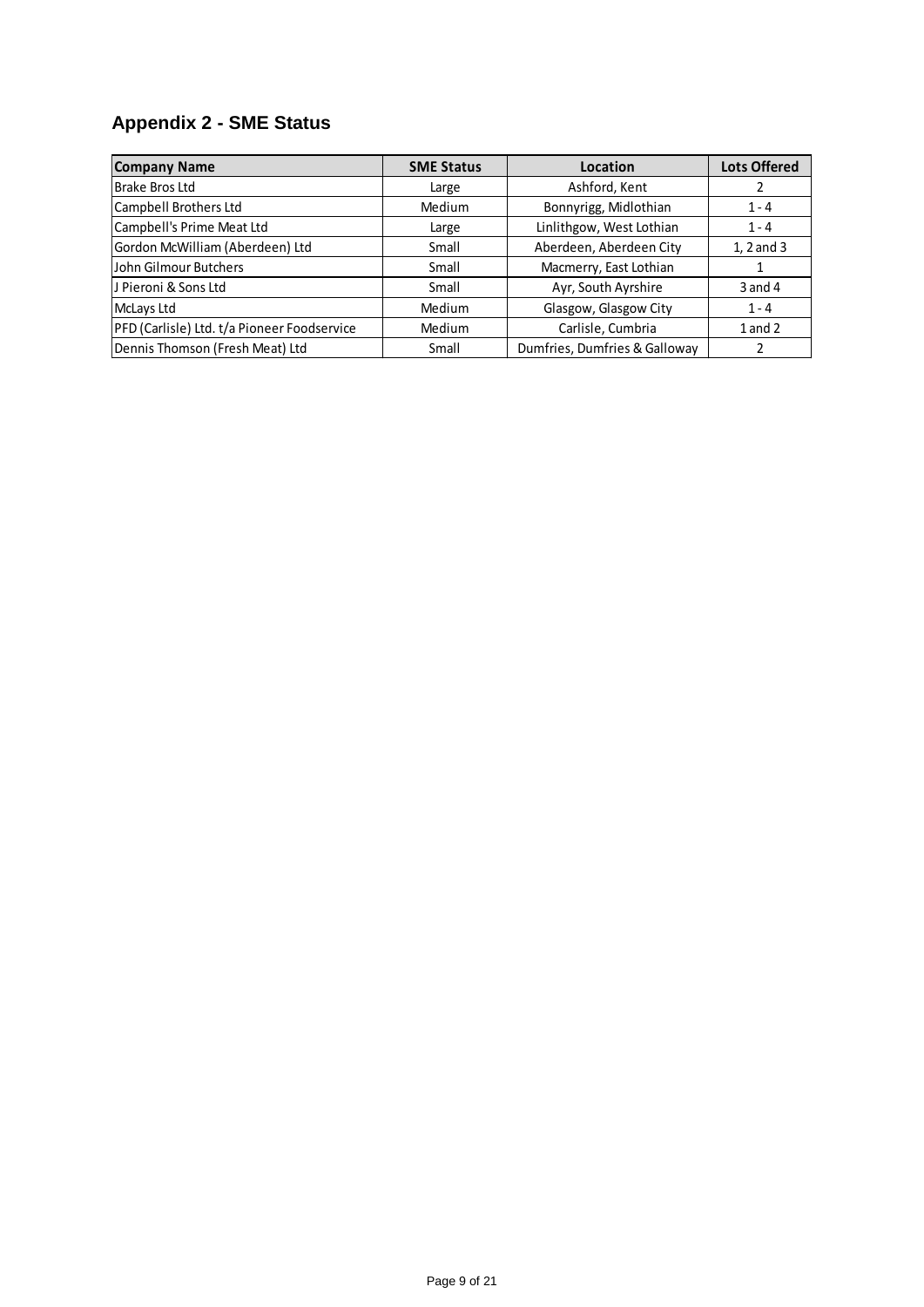## Appendix 2 - SME Status

| Company Name | SME Status | Location | Lots Offered |
|---|---|---|---|
| Brake Bros Ltd | Large | Ashford, Kent | 2 |
| Campbell Brothers Ltd | Medium | Bonnyrigg, Midlothian | 1 - 4 |
| Campbell's Prime Meat Ltd | Large | Linlithgow, West Lothian | 1 - 4 |
| Gordon McWilliam (Aberdeen) Ltd | Small | Aberdeen, Aberdeen City | 1, 2 and 3 |
| John Gilmour Butchers | Small | Macmerry, East Lothian | 1 |
| J Pieroni & Sons Ltd | Small | Ayr, South Ayrshire | 3 and 4 |
| McLays Ltd | Medium | Glasgow, Glasgow City | 1 - 4 |
| PFD (Carlisle) Ltd. t/a Pioneer Foodservice | Medium | Carlisle, Cumbria | 1 and 2 |
| Dennis Thomson (Fresh Meat) Ltd | Small | Dumfries, Dumfries & Galloway | 2 |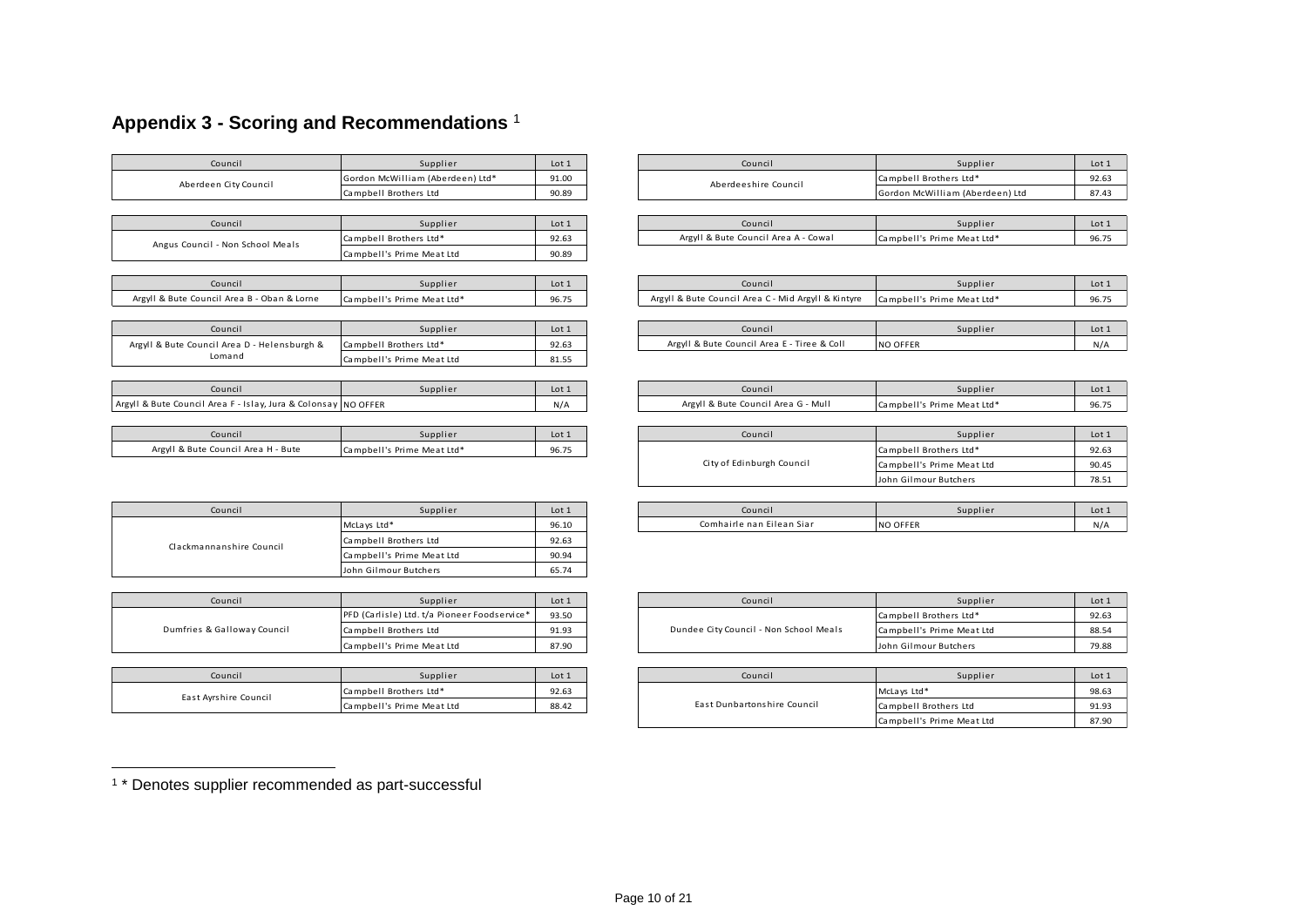## Appendix 3 - Scoring and Recommendations [1]

| Council | Supplier | Lot 1 |
|---|---|---|
| Aberdeen City Council | Gordon McWilliam (Aberdeen) Ltd* | 91.00 |
| | Campbell Brothers Ltd | 90.89 |

| Council | Supplier | Lot 1 |
|---|---|---|
| Aberdeeshire Council | Campbell Brothers Ltd* | 92.63 |
| | Gordon McWilliam (Aberdeen) Ltd | 87.43 |

| Council | Supplier | Lot 1 |
|---|---|---|
| Angus Council - Non School Meals | Campbell Brothers Ltd* | 92.63 |
| | Campbell's Prime Meat Ltd | 90.89 |

| Council | Supplier | Lot 1 |
|---|---|---|
| Argyll & Bute Council Area A - Cowal | Campbell's Prime Meat Ltd* | 96.75 |

| Council | Supplier | Lot 1 |
|---|---|---|
| Argyll & Bute Council Area B - Oban & Lorne | Campbell's Prime Meat Ltd* | 96.75 |

| Council | Supplier | Lot 1 |
|---|---|---|
| Argyll & Bute Council Area C - Mid Argyll & Kintyre | Campbell's Prime Meat Ltd* | 96.75 |

| Council | Supplier | Lot 1 |
|---|---|---|
| Argyll & Bute Council Area D - Helensburgh & Lomand | Campbell Brothers Ltd* | 92.63 |
| | Campbell's Prime Meat Ltd | 81.55 |

| Council | Supplier | Lot 1 |
|---|---|---|
| Argyll & Bute Council Area E - Tiree & Coll | NO OFFER | N/A |

| Council | Supplier | Lot 1 |
|---|---|---|
| Argyll & Bute Council Area F - Islay, Jura & Colonsay | NO OFFER | N/A |

| Council | Supplier | Lot 1 |
|---|---|---|
| Argyll & Bute Council Area G - Mull | Campbell's Prime Meat Ltd* | 96.75 |

| Council | Supplier | Lot 1 |
|---|---|---|
| Argyll & Bute Council Area H - Bute | Campbell's Prime Meat Ltd* | 96.75 |

| Council | Supplier | Lot 1 |
|---|---|---|
| City of Edinburgh Council | Campbell Brothers Ltd* | 92.63 |
| | Campbell's Prime Meat Ltd | 90.45 |
| | John Gilmour Butchers | 78.51 |

| Council | Supplier | Lot 1 |
|---|---|---|
| Clackmannanshire Council | McLays Ltd* | 96.10 |
| | Campbell Brothers Ltd | 92.63 |
| | Campbell's Prime Meat Ltd | 90.94 |
| | John Gilmour Butchers | 65.74 |

| Council | Supplier | Lot 1 |
|---|---|---|
| Comhairle nan Eilean Siar | NO OFFER | N/A |

| Council | Supplier | Lot 1 |
|---|---|---|
| Dumfries & Galloway Council | PFD (Carlisle) Ltd. t/a Pioneer Foodservice* | 93.50 |
| | Campbell Brothers Ltd | 91.93 |
| | Campbell's Prime Meat Ltd | 87.90 |

| Council | Supplier | Lot 1 |
|---|---|---|
| Dundee City Council - Non School Meals | Campbell Brothers Ltd* | 92.63 |
| | Campbell's Prime Meat Ltd | 88.54 |
| | John Gilmour Butchers | 79.88 |

| Council | Supplier | Lot 1 |
|---|---|---|
| East Ayrshire Council | Campbell Brothers Ltd* | 92.63 |
| | Campbell's Prime Meat Ltd | 88.42 |

| Council | Supplier | Lot 1 |
|---|---|---|
| East Dunbartonshire Council | McLays Ltd* | 98.63 |
| | Campbell Brothers Ltd | 91.93 |
| | Campbell's Prime Meat Ltd | 87.90 |

[1] * Denotes supplier recommended as part-successful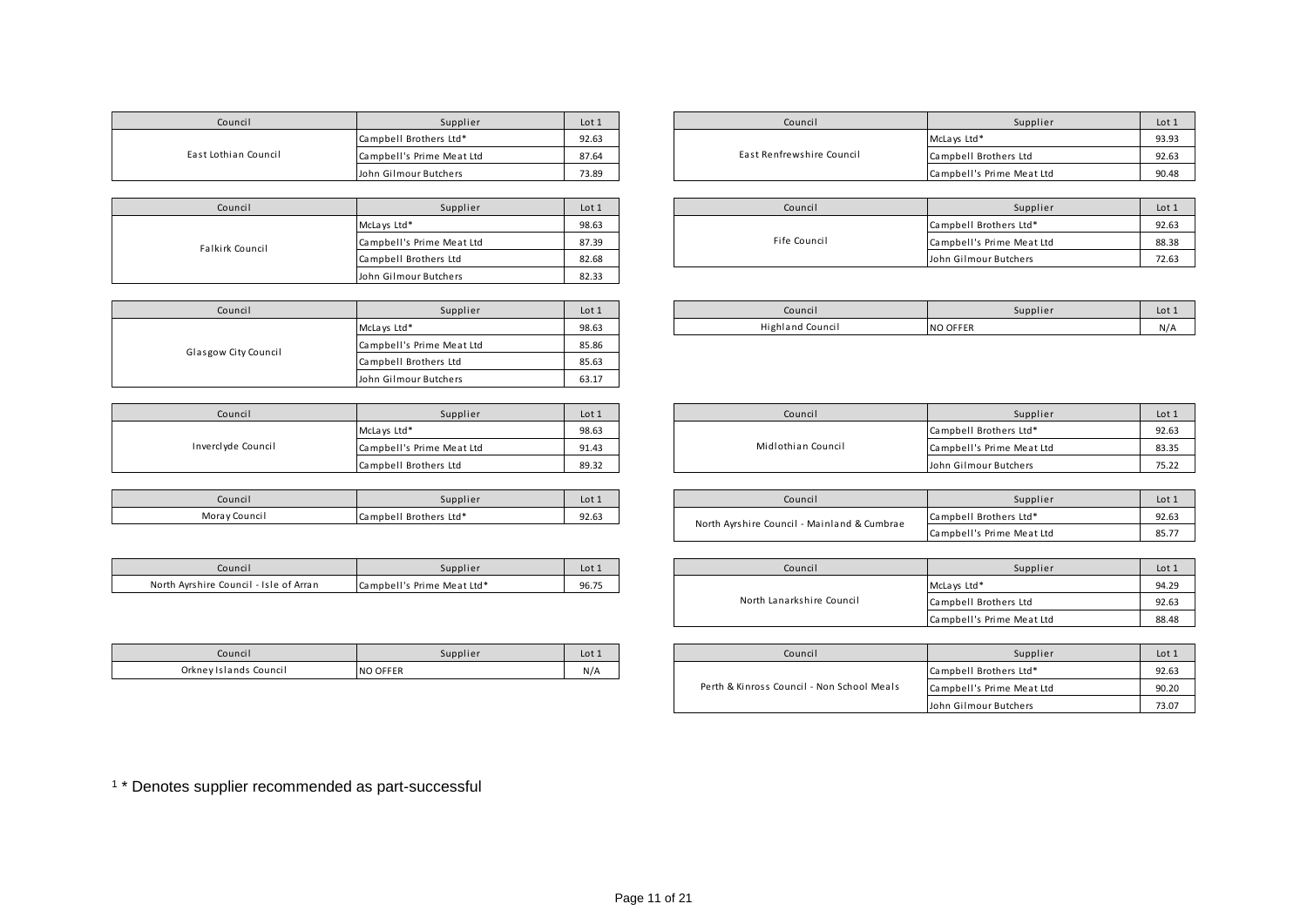| Council | Supplier | Lot 1 |
|---|---|---|
| East Lothian Council | Campbell Brothers Ltd* | 92.63 |
| | Campbell's Prime Meat Ltd | 87.64 |
| | John Gilmour Butchers | 73.89 |

| Council | Supplier | Lot 1 |
|---|---|---|
| East Renfrewshire Council | McLays Ltd* | 93.93 |
| | Campbell Brothers Ltd | 92.63 |
| | Campbell's Prime Meat Ltd | 90.48 |

| Council | Supplier | Lot 1 |
|---|---|---|
| Falkirk Council | McLays Ltd* | 98.63 |
| | Campbell's Prime Meat Ltd | 87.39 |
| | Campbell Brothers Ltd | 82.68 |
| | John Gilmour Butchers | 82.33 |

| Council | Supplier | Lot 1 |
|---|---|---|
| Fife Council | Campbell Brothers Ltd* | 92.63 |
| | Campbell's Prime Meat Ltd | 88.38 |
| | John Gilmour Butchers | 72.63 |

| Council | Supplier | Lot 1 |
|---|---|---|
| Glasgow City Council | McLays Ltd* | 98.63 |
| | Campbell's Prime Meat Ltd | 85.86 |
| | Campbell Brothers Ltd | 85.63 |
| | John Gilmour Butchers | 63.17 |

| Council | Supplier | Lot 1 |
|---|---|---|
| Highland Council | NO OFFER | N/A |

| Council | Supplier | Lot 1 |
|---|---|---|
| Inverclyde Council | McLays Ltd* | 98.63 |
| | Campbell's Prime Meat Ltd | 91.43 |
| | Campbell Brothers Ltd | 89.32 |

| Council | Supplier | Lot 1 |
|---|---|---|
| Midlothian Council | Campbell Brothers Ltd* | 92.63 |
| | Campbell's Prime Meat Ltd | 83.35 |
| | John Gilmour Butchers | 75.22 |

| Council | Supplier | Lot 1 |
|---|---|---|
| Moray Council | Campbell Brothers Ltd* | 92.63 |

| Council | Supplier | Lot 1 |
|---|---|---|
| North Ayrshire Council - Mainland & Cumbrae | Campbell Brothers Ltd* | 92.63 |
| | Campbell's Prime Meat Ltd | 85.77 |

| Council | Supplier | Lot 1 |
|---|---|---|
| North Ayrshire Council - Isle of Arran | Campbell's Prime Meat Ltd* | 96.75 |

| Council | Supplier | Lot 1 |
|---|---|---|
| North Lanarkshire Council | McLays Ltd* | 94.29 |
| | Campbell Brothers Ltd | 92.63 |
| | Campbell's Prime Meat Ltd | 88.48 |

| Council | Supplier | Lot 1 |
|---|---|---|
| Orkney Islands Council | NO OFFER | N/A |

| Council | Supplier | Lot 1 |
|---|---|---|
| Perth & Kinross Council - Non School Meals | Campbell Brothers Ltd* | 92.63 |
| | Campbell's Prime Meat Ltd | 90.20 |
| | John Gilmour Butchers | 73.07 |

[1] * Denotes supplier recommended as part-successful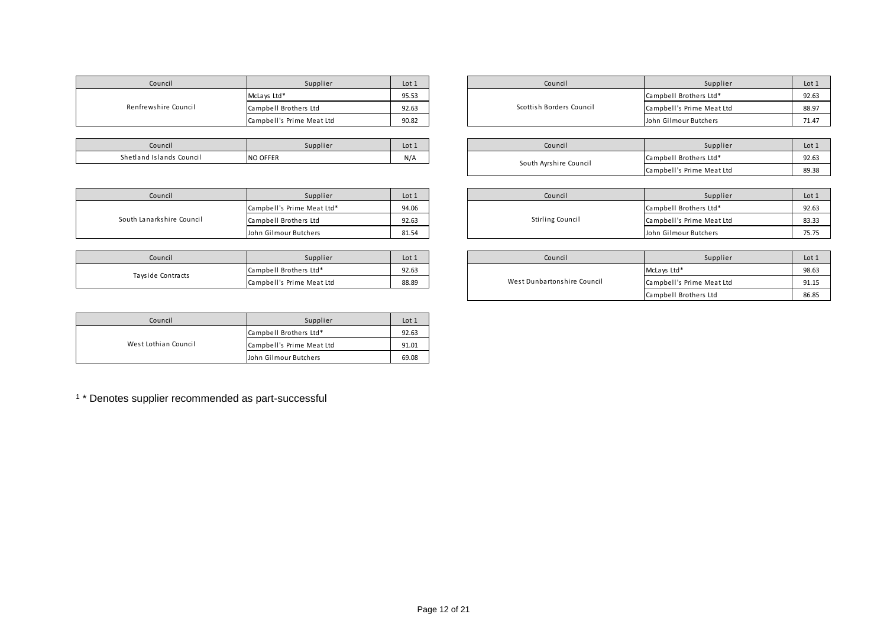| Council | Supplier | Lot 1 |
|---|---|---|
| Renfrewshire Council | McLays Ltd* | 95.53 |
| | Campbell Brothers Ltd | 92.63 |
| | Campbell's Prime Meat Ltd | 90.82 |

| Council | Supplier | Lot 1 |
|---|---|---|
| Scottish Borders Council | Campbell Brothers Ltd* | 92.63 |
| | Campbell's Prime Meat Ltd | 88.97 |
| | John Gilmour Butchers | 71.47 |

| Council | Supplier | Lot 1 |
|---|---|---|
| Shetland Islands Council | NO OFFER | N/A |

| Council | Supplier | Lot 1 |
|---|---|---|
| South Ayrshire Council | Campbell Brothers Ltd* | 92.63 |
| | Campbell's Prime Meat Ltd | 89.38 |

| Council | Supplier | Lot 1 |
|---|---|---|
| South Lanarkshire Council | Campbell's Prime Meat Ltd* | 94.06 |
| | Campbell Brothers Ltd | 92.63 |
| | John Gilmour Butchers | 81.54 |

| Council | Supplier | Lot 1 |
|---|---|---|
| Stirling Council | Campbell Brothers Ltd* | 92.63 |
| | Campbell's Prime Meat Ltd | 83.33 |
| | John Gilmour Butchers | 75.75 |

| Council | Supplier | Lot 1 |
|---|---|---|
| Tayside Contracts | Campbell Brothers Ltd* | 92.63 |
| | Campbell's Prime Meat Ltd | 88.89 |

| Council | Supplier | Lot 1 |
|---|---|---|
| West Dunbartonshire Council | McLays Ltd* | 98.63 |
| | Campbell's Prime Meat Ltd | 91.15 |
| | Campbell Brothers Ltd | 86.85 |

| Council | Supplier | Lot 1 |
|---|---|---|
| West Lothian Council | Campbell Brothers Ltd* | 92.63 |
| | Campbell's Prime Meat Ltd | 91.01 |
| | John Gilmour Butchers | 69.08 |

[1] * Denotes supplier recommended as part-successful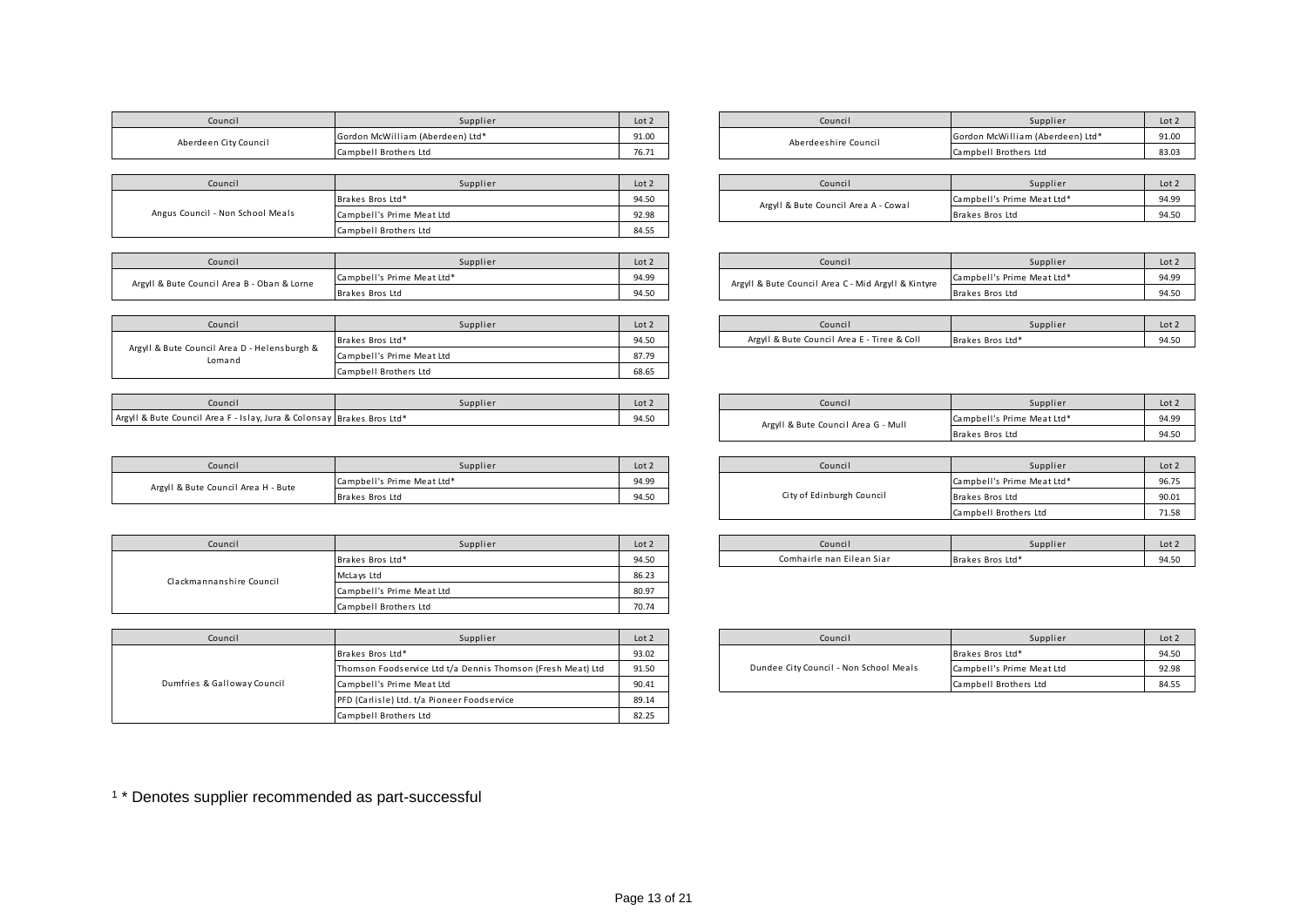| Council | Supplier | Lot 2 |
|---|---|---|
| Aberdeen City Council | Gordon McWilliam (Aberdeen) Ltd* | 91.00 |
| | Campbell Brothers Ltd | 76.71 |

| Council | Supplier | Lot 2 |
|---|---|---|
| Aberdeeshire Council | Gordon McWilliam (Aberdeen) Ltd* | 91.00 |
| | Campbell Brothers Ltd | 83.03 |

| Council | Supplier | Lot 2 |
|---|---|---|
| Angus Council - Non School Meals | Brakes Bros Ltd* | 94.50 |
| | Campbell's Prime Meat Ltd | 92.98 |
| | Campbell Brothers Ltd | 84.55 |

| Council | Supplier | Lot 2 |
|---|---|---|
| Argyll & Bute Council Area A - Cowal | Campbell's Prime Meat Ltd* | 94.99 |
| | Brakes Bros Ltd | 94.50 |

| Council | Supplier | Lot 2 |
|---|---|---|
| Argyll & Bute Council Area B - Oban & Lorne | Campbell's Prime Meat Ltd* | 94.99 |
| | Brakes Bros Ltd | 94.50 |

| Council | Supplier | Lot 2 |
|---|---|---|
| Argyll & Bute Council Area C - Mid Argyll & Kintyre | Campbell's Prime Meat Ltd* | 94.99 |
| | Brakes Bros Ltd | 94.50 |

| Council | Supplier | Lot 2 |
|---|---|---|
| Argyll & Bute Council Area D - Helensburgh & Lomand | Brakes Bros Ltd* | 94.50 |
| | Campbell's Prime Meat Ltd | 87.79 |
| | Campbell Brothers Ltd | 68.65 |

| Council | Supplier | Lot 2 |
|---|---|---|
| Argyll & Bute Council Area E - Tiree & Coll | Brakes Bros Ltd* | 94.50 |

| Council | Supplier | Lot 2 |
|---|---|---|
| Argyll & Bute Council Area F - Islay, Jura & Colonsay | Brakes Bros Ltd* | 94.50 |

| Council | Supplier | Lot 2 |
|---|---|---|
| Argyll & Bute Council Area G - Mull | Campbell's Prime Meat Ltd* | 94.99 |
| | Brakes Bros Ltd | 94.50 |

| Council | Supplier | Lot 2 |
|---|---|---|
| Argyll & Bute Council Area H - Bute | Campbell's Prime Meat Ltd* | 94.99 |
| | Brakes Bros Ltd | 94.50 |

| Council | Supplier | Lot 2 |
|---|---|---|
| City of Edinburgh Council | Campbell's Prime Meat Ltd* | 96.75 |
| | Brakes Bros Ltd | 90.01 |
| | Campbell Brothers Ltd | 71.58 |

| Council | Supplier | Lot 2 |
|---|---|---|
| Clackmannanshire Council | Brakes Bros Ltd* | 94.50 |
| | McLays Ltd | 86.23 |
| | Campbell's Prime Meat Ltd | 80.97 |
| | Campbell Brothers Ltd | 70.74 |

| Council | Supplier | Lot 2 |
|---|---|---|
| Comhairle nan Eilean Siar | Brakes Bros Ltd* | 94.50 |

| Council | Supplier | Lot 2 |
|---|---|---|
| Dumfries & Galloway Council | Brakes Bros Ltd* | 93.02 |
| | Thomson Foodservice Ltd t/a Dennis Thomson (Fresh Meat) Ltd | 91.50 |
| | Campbell's Prime Meat Ltd | 90.41 |
| | PFD (Carlisle) Ltd. t/a Pioneer Foodservice | 89.14 |
| | Campbell Brothers Ltd | 82.25 |

| Council | Supplier | Lot 2 |
|---|---|---|
| Dundee City Council - Non School Meals | Brakes Bros Ltd* | 94.50 |
| | Campbell's Prime Meat Ltd | 92.98 |
| | Campbell Brothers Ltd | 84.55 |

[1] * Denotes supplier recommended as part-successful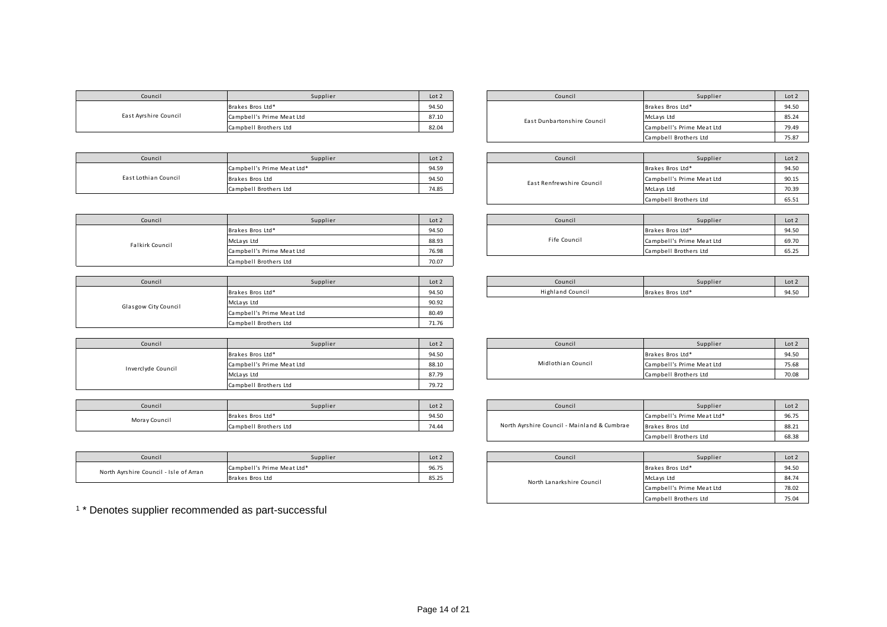| Council | Supplier | Lot 2 |
|---|---|---|
| East Ayrshire Council | Brakes Bros Ltd* | 94.50 |
| | Campbell's Prime Meat Ltd | 87.10 |
| | Campbell Brothers Ltd | 82.04 |

| Council | Supplier | Lot 2 |
|---|---|---|
| East Dunbartonshire Council | Brakes Bros Ltd* | 94.50 |
| | McLays Ltd | 85.24 |
| | Campbell's Prime Meat Ltd | 79.49 |
| | Campbell Brothers Ltd | 75.87 |

| Council | Supplier | Lot 2 |
|---|---|---|
| East Lothian Council | Campbell's Prime Meat Ltd* | 94.59 |
| | Brakes Bros Ltd | 94.50 |
| | Campbell Brothers Ltd | 74.85 |

| Council | Supplier | Lot 2 |
|---|---|---|
| East Renfrewshire Council | Brakes Bros Ltd* | 94.50 |
| | Campbell's Prime Meat Ltd | 90.15 |
| | McLays Ltd | 70.39 |
| | Campbell Brothers Ltd | 65.51 |

| Council | Supplier | Lot 2 |
|---|---|---|
| Falkirk Council | Brakes Bros Ltd* | 94.50 |
| | McLays Ltd | 88.93 |
| | Campbell's Prime Meat Ltd | 76.98 |
| | Campbell Brothers Ltd | 70.07 |

| Council | Supplier | Lot 2 |
|---|---|---|
| Fife Council | Brakes Bros Ltd* | 94.50 |
| | Campbell's Prime Meat Ltd | 69.70 |
| | Campbell Brothers Ltd | 65.25 |

| Council | Supplier | Lot 2 |
|---|---|---|
| Glasgow City Council | Brakes Bros Ltd* | 94.50 |
| | McLays Ltd | 90.92 |
| | Campbell's Prime Meat Ltd | 80.49 |
| | Campbell Brothers Ltd | 71.76 |

| Council | Supplier | Lot 2 |
|---|---|---|
| Highland Council | Brakes Bros Ltd* | 94.50 |

| Council | Supplier | Lot 2 |
|---|---|---|
| Inverclyde Council | Brakes Bros Ltd* | 94.50 |
| | Campbell's Prime Meat Ltd | 88.10 |
| | McLays Ltd | 87.79 |
| | Campbell Brothers Ltd | 79.72 |

| Council | Supplier | Lot 2 |
|---|---|---|
| Midlothian Council | Brakes Bros Ltd* | 94.50 |
| | Campbell's Prime Meat Ltd | 75.68 |
| | Campbell Brothers Ltd | 70.08 |

| Council | Supplier | Lot 2 |
|---|---|---|
| Moray Council | Brakes Bros Ltd* | 94.50 |
| | Campbell Brothers Ltd | 74.44 |

| Council | Supplier | Lot 2 |
|---|---|---|
| North Ayrshire Council - Mainland & Cumbrae | Campbell's Prime Meat Ltd* | 96.75 |
| | Brakes Bros Ltd | 88.21 |
| | Campbell Brothers Ltd | 68.38 |

| Council | Supplier | Lot 2 |
|---|---|---|
| North Ayrshire Council - Isle of Arran | Campbell's Prime Meat Ltd* | 96.75 |
| | Brakes Bros Ltd | 85.25 |

| Council | Supplier | Lot 2 |
|---|---|---|
| North Lanarkshire Council | Brakes Bros Ltd* | 94.50 |
| | McLays Ltd | 84.74 |
| | Campbell's Prime Meat Ltd | 78.02 |
| | Campbell Brothers Ltd | 75.04 |

[1] * Denotes supplier recommended as part-successful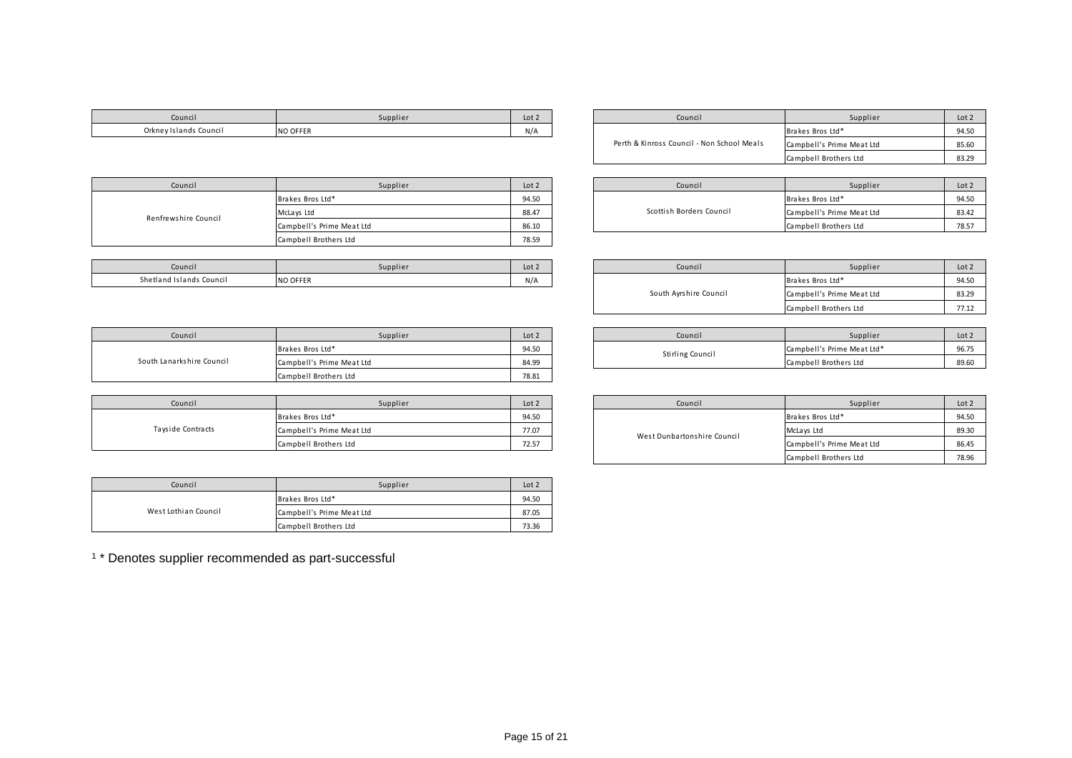| Council | Supplier | Lot 2 |
| --- | --- | --- |
| Orkney Islands Council | NO OFFER | N/A |

| Council | Supplier | Lot 2 |
| --- | --- | --- |
| Perth & Kinross Council - Non School Meals | Brakes Bros Ltd* | 94.50 |
| | Campbell's Prime Meat Ltd | 85.60 |
| | Campbell Brothers Ltd | 83.29 |

| Council | Supplier | Lot 2 |
| --- | --- | --- |
| Renfrewshire Council | Brakes Bros Ltd* | 94.50 |
| | McLays Ltd | 88.47 |
| | Campbell's Prime Meat Ltd | 86.10 |
| | Campbell Brothers Ltd | 78.59 |

| Council | Supplier | Lot 2 |
| --- | --- | --- |
| Scottish Borders Council | Brakes Bros Ltd* | 94.50 |
| | Campbell's Prime Meat Ltd | 83.42 |
| | Campbell Brothers Ltd | 78.57 |

| Council | Supplier | Lot 2 |
| --- | --- | --- |
| Shetland Islands Council | NO OFFER | N/A |

| Council | Supplier | Lot 2 |
| --- | --- | --- |
| South Ayrshire Council | Brakes Bros Ltd* | 94.50 |
| | Campbell's Prime Meat Ltd | 83.29 |
| | Campbell Brothers Ltd | 77.12 |

| Council | Supplier | Lot 2 |
| --- | --- | --- |
| South Lanarkshire Council | Brakes Bros Ltd* | 94.50 |
| | Campbell's Prime Meat Ltd | 84.99 |
| | Campbell Brothers Ltd | 78.81 |

| Council | Supplier | Lot 2 |
| --- | --- | --- |
| Stirling Council | Campbell's Prime Meat Ltd* | 96.75 |
| | Campbell Brothers Ltd | 89.60 |

| Council | Supplier | Lot 2 |
| --- | --- | --- |
| Tayside Contracts | Brakes Bros Ltd* | 94.50 |
| | Campbell's Prime Meat Ltd | 77.07 |
| | Campbell Brothers Ltd | 72.57 |

| Council | Supplier | Lot 2 |
| --- | --- | --- |
| West Dunbartonshire Council | Brakes Bros Ltd* | 94.50 |
| | McLays Ltd | 89.30 |
| | Campbell's Prime Meat Ltd | 86.45 |
| | Campbell Brothers Ltd | 78.96 |

| Council | Supplier | Lot 2 |
| --- | --- | --- |
| West Lothian Council | Brakes Bros Ltd* | 94.50 |
| | Campbell's Prime Meat Ltd | 87.05 |
| | Campbell Brothers Ltd | 73.36 |

[1] * Denotes supplier recommended as part-successful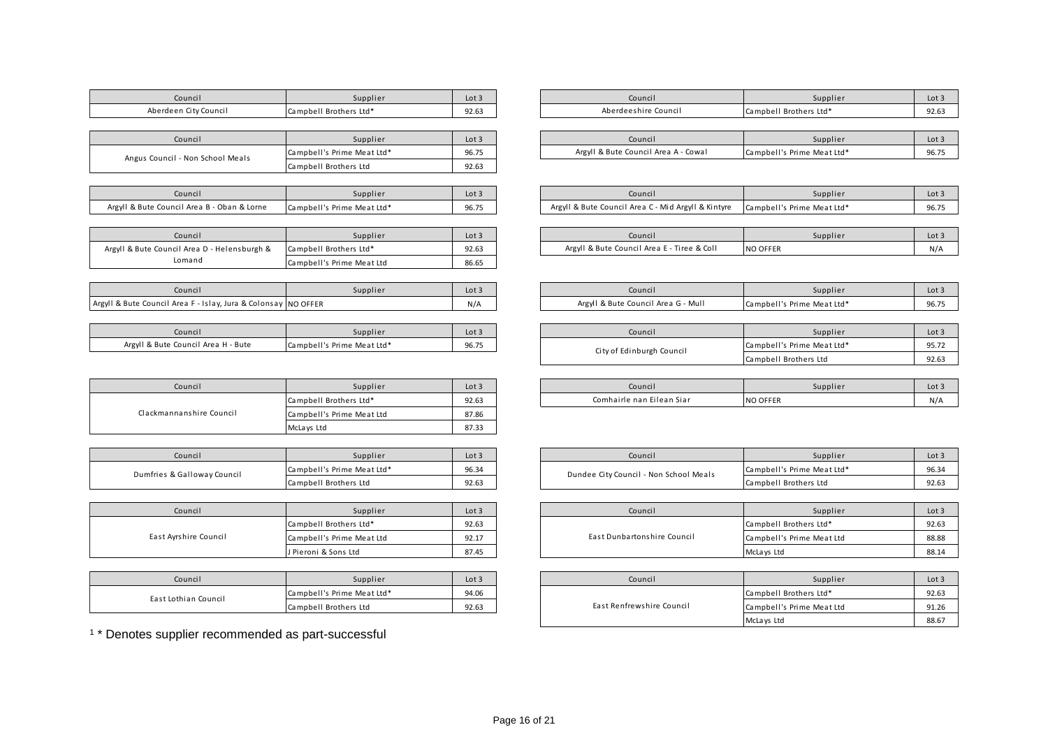| Council | Supplier | Lot 3 |
|---|---|---|
| Aberdeen City Council | Campbell Brothers Ltd* | 92.63 |

| Council | Supplier | Lot 3 |
|---|---|---|
| Aberdeeshire Council | Campbell Brothers Ltd* | 92.63 |

| Council | Supplier | Lot 3 |
|---|---|---|
| Angus Council - Non School Meals | Campbell's Prime Meat Ltd* | 96.75 |
| | Campbell Brothers Ltd | 92.63 |

| Council | Supplier | Lot 3 |
|---|---|---|
| Argyll & Bute Council Area A - Cowal | Campbell's Prime Meat Ltd* | 96.75 |

| Council | Supplier | Lot 3 |
|---|---|---|
| Argyll & Bute Council Area B - Oban & Lorne | Campbell's Prime Meat Ltd* | 96.75 |

| Council | Supplier | Lot 3 |
|---|---|---|
| Argyll & Bute Council Area C - Mid Argyll & Kintyre | Campbell's Prime Meat Ltd* | 96.75 |

| Council | Supplier | Lot 3 |
|---|---|---|
| Argyll & Bute Council Area D - Helensburgh & Lomand | Campbell Brothers Ltd* | 92.63 |
| | Campbell's Prime Meat Ltd | 86.65 |

| Council | Supplier | Lot 3 |
|---|---|---|
| Argyll & Bute Council Area E - Tiree & Coll | NO OFFER | N/A |

| Council | Supplier | Lot 3 |
|---|---|---|
| Argyll & Bute Council Area F - Islay, Jura & Colonsay | NO OFFER | N/A |

| Council | Supplier | Lot 3 |
|---|---|---|
| Argyll & Bute Council Area G - Mull | Campbell's Prime Meat Ltd* | 96.75 |

| Council | Supplier | Lot 3 |
|---|---|---|
| Argyll & Bute Council Area H - Bute | Campbell's Prime Meat Ltd* | 96.75 |

| Council | Supplier | Lot 3 |
|---|---|---|
| City of Edinburgh Council | Campbell's Prime Meat Ltd* | 95.72 |
| | Campbell Brothers Ltd | 92.63 |

| Council | Supplier | Lot 3 |
|---|---|---|
| Clackmannanshire Council | Campbell Brothers Ltd* | 92.63 |
| | Campbell's Prime Meat Ltd | 87.86 |
| | McLays Ltd | 87.33 |

| Council | Supplier | Lot 3 |
|---|---|---|
| Comhairle nan Eilean Siar | NO OFFER | N/A |

| Council | Supplier | Lot 3 |
|---|---|---|
| Dumfries & Galloway Council | Campbell's Prime Meat Ltd* | 96.34 |
| | Campbell Brothers Ltd | 92.63 |

| Council | Supplier | Lot 3 |
|---|---|---|
| Dundee City Council - Non School Meals | Campbell's Prime Meat Ltd* | 96.34 |
| | Campbell Brothers Ltd | 92.63 |

| Council | Supplier | Lot 3 |
|---|---|---|
| East Ayrshire Council | Campbell Brothers Ltd* | 92.63 |
| | Campbell's Prime Meat Ltd | 92.17 |
| | J Pieroni & Sons Ltd | 87.45 |

| Council | Supplier | Lot 3 |
|---|---|---|
| East Dunbartonshire Council | Campbell Brothers Ltd* | 92.63 |
| | Campbell's Prime Meat Ltd | 88.88 |
| | McLays Ltd | 88.14 |

| Council | Supplier | Lot 3 |
|---|---|---|
| East Lothian Council | Campbell's Prime Meat Ltd* | 94.06 |
| | Campbell Brothers Ltd | 92.63 |

| Council | Supplier | Lot 3 |
|---|---|---|
| East Renfrewshire Council | Campbell Brothers Ltd* | 92.63 |
| | Campbell's Prime Meat Ltd | 91.26 |
| | McLays Ltd | 88.67 |

[1] * Denotes supplier recommended as part-successful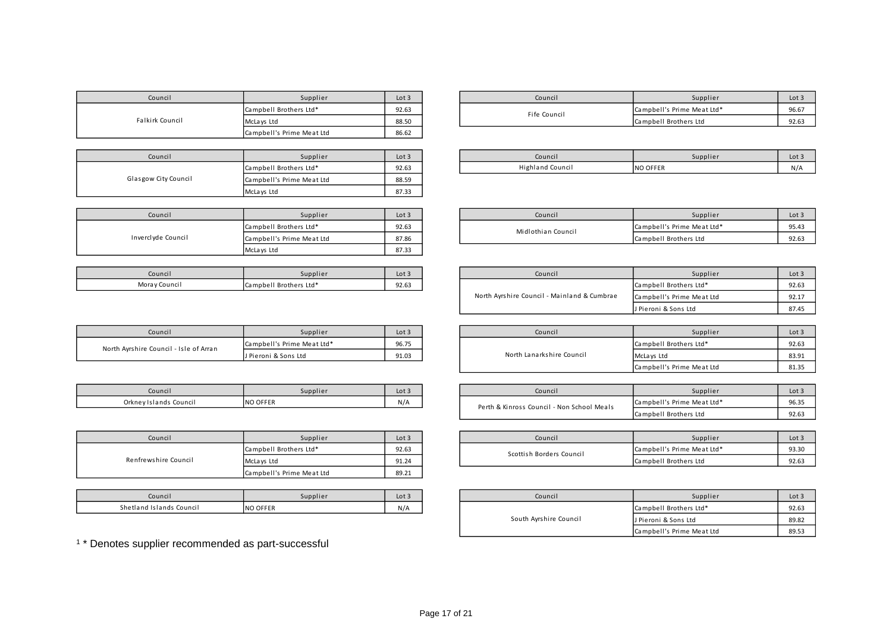| Council | Supplier | Lot 3 |
| --- | --- | --- |
| Falkirk Council | Campbell Brothers Ltd* | 92.63 |
| | McLays Ltd | 88.50 |
| | Campbell's Prime Meat Ltd | 86.62 |

| Council | Supplier | Lot 3 |
| --- | --- | --- |
| Fife Council | Campbell's Prime Meat Ltd* | 96.67 |
| | Campbell Brothers Ltd | 92.63 |

| Council | Supplier | Lot 3 |
| --- | --- | --- |
| Glasgow City Council | Campbell Brothers Ltd* | 92.63 |
| | Campbell's Prime Meat Ltd | 88.59 |
| | McLays Ltd | 87.33 |

| Council | Supplier | Lot 3 |
| --- | --- | --- |
| Highland Council | NO OFFER | N/A |

| Council | Supplier | Lot 3 |
| --- | --- | --- |
| Inverclyde Council | Campbell Brothers Ltd* | 92.63 |
| | Campbell's Prime Meat Ltd | 87.86 |
| | McLays Ltd | 87.33 |

| Council | Supplier | Lot 3 |
| --- | --- | --- |
| Midlothian Council | Campbell's Prime Meat Ltd* | 95.43 |
| | Campbell Brothers Ltd | 92.63 |

| Council | Supplier | Lot 3 |
| --- | --- | --- |
| Moray Council | Campbell Brothers Ltd* | 92.63 |

| Council | Supplier | Lot 3 |
| --- | --- | --- |
| North Ayrshire Council - Mainland & Cumbrae | Campbell Brothers Ltd* | 92.63 |
| | Campbell's Prime Meat Ltd | 92.17 |
| | J Pieroni & Sons Ltd | 87.45 |

| Council | Supplier | Lot 3 |
| --- | --- | --- |
| North Ayrshire Council - Isle of Arran | Campbell's Prime Meat Ltd* | 96.75 |
| | J Pieroni & Sons Ltd | 91.03 |

| Council | Supplier | Lot 3 |
| --- | --- | --- |
| North Lanarkshire Council | Campbell Brothers Ltd* | 92.63 |
| | McLays Ltd | 83.91 |
| | Campbell's Prime Meat Ltd | 81.35 |

| Council | Supplier | Lot 3 |
| --- | --- | --- |
| Orkney Islands Council | NO OFFER | N/A |

| Council | Supplier | Lot 3 |
| --- | --- | --- |
| Perth & Kinross Council - Non School Meals | Campbell's Prime Meat Ltd* | 96.35 |
| | Campbell Brothers Ltd | 92.63 |

| Council | Supplier | Lot 3 |
| --- | --- | --- |
| Renfrewshire Council | Campbell Brothers Ltd* | 92.63 |
| | McLays Ltd | 91.24 |
| | Campbell's Prime Meat Ltd | 89.21 |

| Council | Supplier | Lot 3 |
| --- | --- | --- |
| Scottish Borders Council | Campbell's Prime Meat Ltd* | 93.30 |
| | Campbell Brothers Ltd | 92.63 |

| Council | Supplier | Lot 3 |
| --- | --- | --- |
| Shetland Islands Council | NO OFFER | N/A |

| Council | Supplier | Lot 3 |
| --- | --- | --- |
| South Ayrshire Council | Campbell Brothers Ltd* | 92.63 |
| | J Pieroni & Sons Ltd | 89.82 |
| | Campbell's Prime Meat Ltd | 89.53 |

[1] * Denotes supplier recommended as part-successful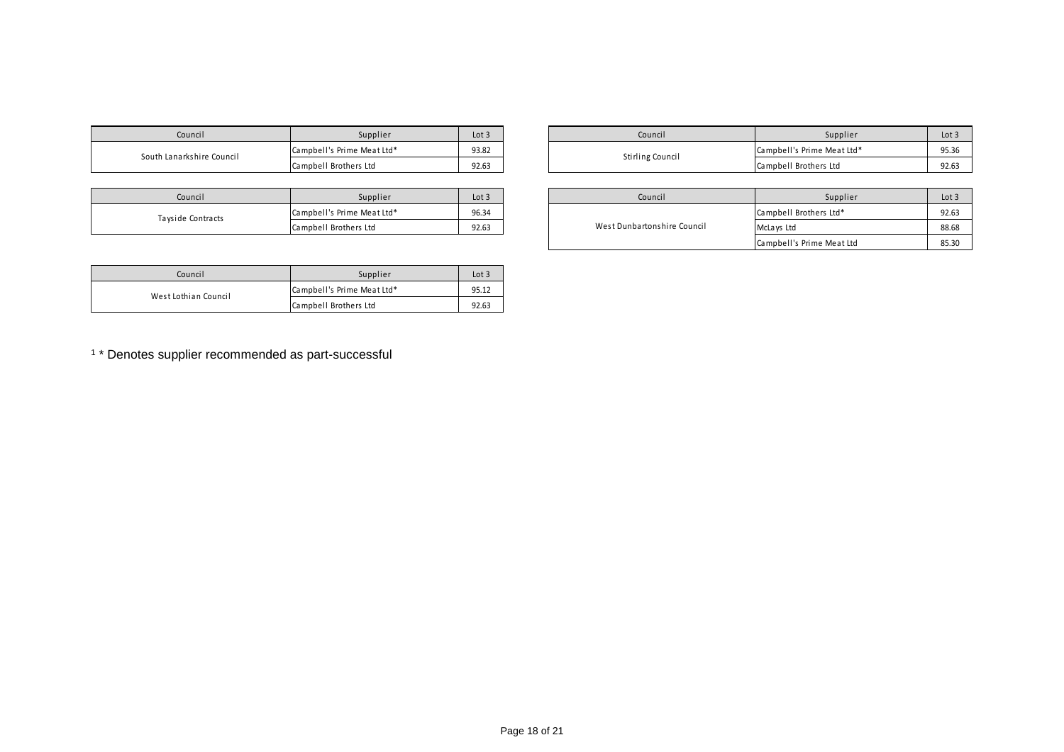| Council | Supplier | Lot 3 |
| --- | --- | --- |
| South Lanarkshire Council | Campbell's Prime Meat Ltd* | 93.82 |
| | Campbell Brothers Ltd | 92.63 |

| Council | Supplier | Lot 3 |
| --- | --- | --- |
| Stirling Council | Campbell's Prime Meat Ltd* | 95.36 |
| | Campbell Brothers Ltd | 92.63 |

| Council | Supplier | Lot 3 |
| --- | --- | --- |
| Tayside Contracts | Campbell's Prime Meat Ltd* | 96.34 |
| | Campbell Brothers Ltd | 92.63 |

| Council | Supplier | Lot 3 |
| --- | --- | --- |
| West Dunbartonshire Council | Campbell Brothers Ltd* | 92.63 |
| | McLays Ltd | 88.68 |
| | Campbell's Prime Meat Ltd | 85.30 |

| Council | Supplier | Lot 3 |
| --- | --- | --- |
| West Lothian Council | Campbell's Prime Meat Ltd* | 95.12 |
| | Campbell Brothers Ltd | 92.63 |

[1] * Denotes supplier recommended as part-successful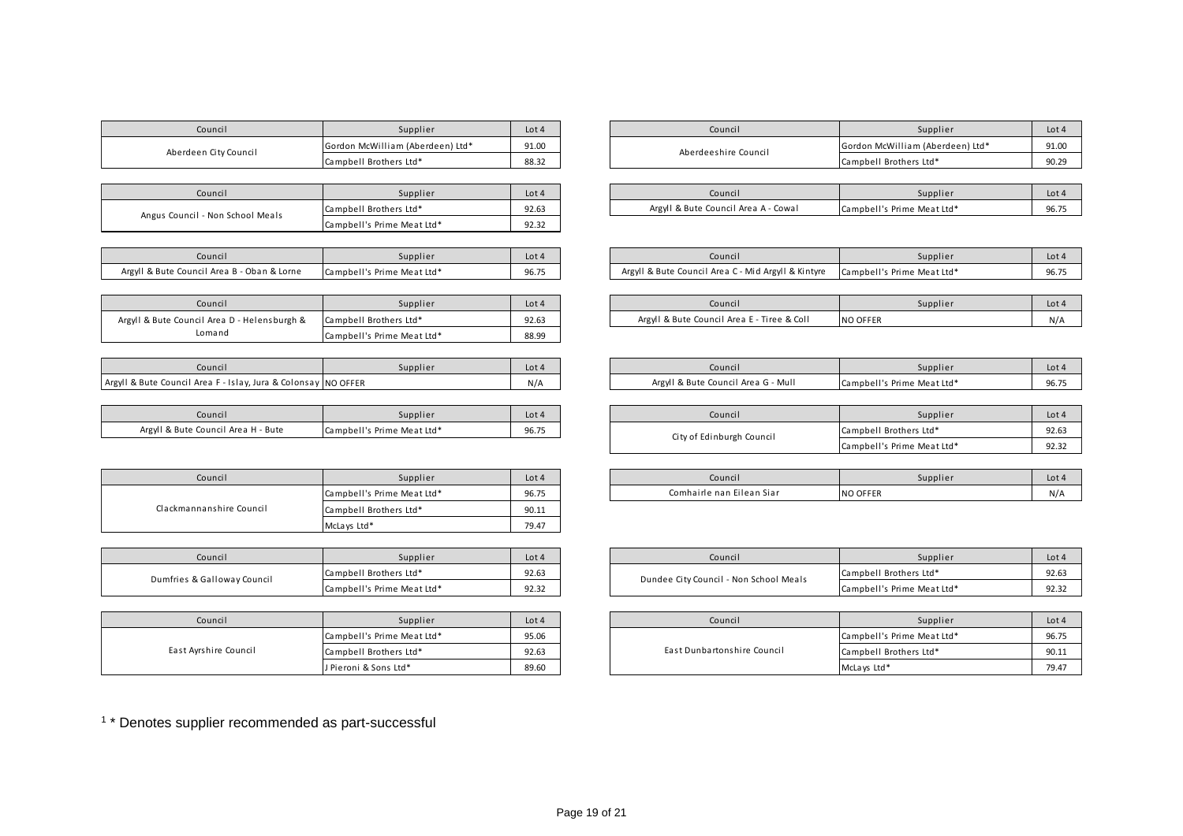| Council | Supplier | Lot 4 |
|---|---|---|
| Aberdeen City Council | Gordon McWilliam (Aberdeen) Ltd* | 91.00 |
| | Campbell Brothers Ltd* | 88.32 |

| Council | Supplier | Lot 4 |
|---|---|---|
| Aberdeeshire Council | Gordon McWilliam (Aberdeen) Ltd* | 91.00 |
| | Campbell Brothers Ltd* | 90.29 |

| Council | Supplier | Lot 4 |
|---|---|---|
| Angus Council - Non School Meals | Campbell Brothers Ltd* | 92.63 |
| | Campbell's Prime Meat Ltd* | 92.32 |

| Council | Supplier | Lot 4 |
|---|---|---|
| Argyll & Bute Council Area A - Cowal | Campbell's Prime Meat Ltd* | 96.75 |

| Council | Supplier | Lot 4 |
|---|---|---|
| Argyll & Bute Council Area B - Oban & Lorne | Campbell's Prime Meat Ltd* | 96.75 |

| Council | Supplier | Lot 4 |
|---|---|---|
| Argyll & Bute Council Area C - Mid Argyll & Kintyre | Campbell's Prime Meat Ltd* | 96.75 |

| Council | Supplier | Lot 4 |
|---|---|---|
| Argyll & Bute Council Area D - Helensburgh & Lomand | Campbell Brothers Ltd* | 92.63 |
| | Campbell's Prime Meat Ltd* | 88.99 |

| Council | Supplier | Lot 4 |
|---|---|---|
| Argyll & Bute Council Area E - Tiree & Coll | NO OFFER | N/A |

| Council | Supplier | Lot 4 |
|---|---|---|
| Argyll & Bute Council Area F - Islay, Jura & Colonsay | NO OFFER | N/A |

| Council | Supplier | Lot 4 |
|---|---|---|
| Argyll & Bute Council Area G - Mull | Campbell's Prime Meat Ltd* | 96.75 |

| Council | Supplier | Lot 4 |
|---|---|---|
| Argyll & Bute Council Area H - Bute | Campbell's Prime Meat Ltd* | 96.75 |

| Council | Supplier | Lot 4 |
|---|---|---|
| City of Edinburgh Council | Campbell Brothers Ltd* | 92.63 |
| | Campbell's Prime Meat Ltd* | 92.32 |

| Council | Supplier | Lot 4 |
|---|---|---|
| Clackmannanshire Council | Campbell's Prime Meat Ltd* | 96.75 |
| | Campbell Brothers Ltd* | 90.11 |
| | McLays Ltd* | 79.47 |

| Council | Supplier | Lot 4 |
|---|---|---|
| Comhairle nan Eilean Siar | NO OFFER | N/A |

| Council | Supplier | Lot 4 |
|---|---|---|
| Dumfries & Galloway Council | Campbell Brothers Ltd* | 92.63 |
| | Campbell's Prime Meat Ltd* | 92.32 |

| Council | Supplier | Lot 4 |
|---|---|---|
| Dundee City Council - Non School Meals | Campbell Brothers Ltd* | 92.63 |
| | Campbell's Prime Meat Ltd* | 92.32 |

| Council | Supplier | Lot 4 |
|---|---|---|
| East Ayrshire Council | Campbell's Prime Meat Ltd* | 95.06 |
| | Campbell Brothers Ltd* | 92.63 |
| | J Pieroni & Sons Ltd* | 89.60 |

| Council | Supplier | Lot 4 |
|---|---|---|
| East Dunbartonshire Council | Campbell's Prime Meat Ltd* | 96.75 |
| | Campbell Brothers Ltd* | 90.11 |
| | McLays Ltd* | 79.47 |

[1] * Denotes supplier recommended as part-successful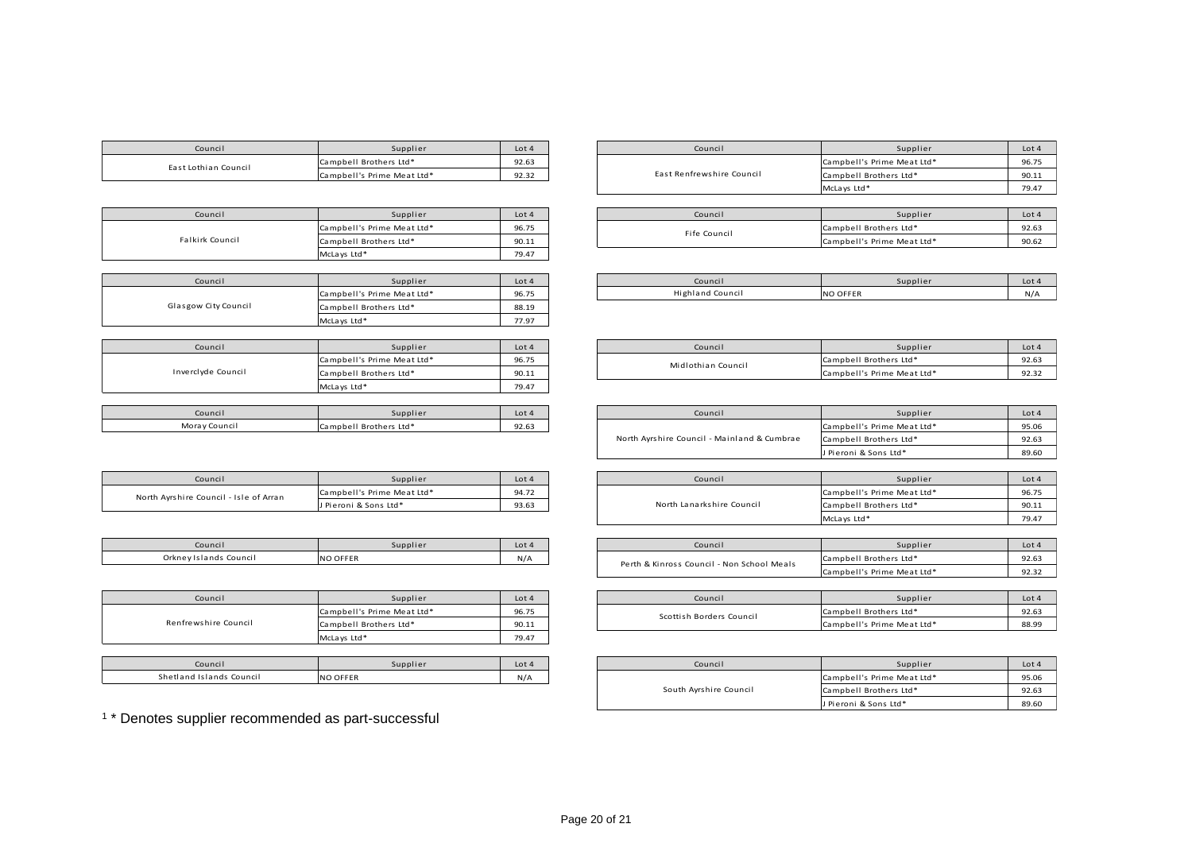| Council | Supplier | Lot 4 |
|---|---|---|
| East Lothian Council | Campbell Brothers Ltd* | 92.63 |
| | Campbell's Prime Meat Ltd* | 92.32 |

| Council | Supplier | Lot 4 |
|---|---|---|
| East Renfrewshire Council | Campbell's Prime Meat Ltd* | 96.75 |
| | Campbell Brothers Ltd* | 90.11 |
| | McLays Ltd* | 79.47 |

| Council | Supplier | Lot 4 |
|---|---|---|
| Falkirk Council | Campbell's Prime Meat Ltd* | 96.75 |
| | Campbell Brothers Ltd* | 90.11 |
| | McLays Ltd* | 79.47 |

| Council | Supplier | Lot 4 |
|---|---|---|
| Fife Council | Campbell Brothers Ltd* | 92.63 |
| | Campbell's Prime Meat Ltd* | 90.62 |

| Council | Supplier | Lot 4 |
|---|---|---|
| Glasgow City Council | Campbell's Prime Meat Ltd* | 96.75 |
| | Campbell Brothers Ltd* | 88.19 |
| | McLays Ltd* | 77.97 |

| Council | Supplier | Lot 4 |
|---|---|---|
| Highland Council | NO OFFER | N/A |

| Council | Supplier | Lot 4 |
|---|---|---|
| Inverclyde Council | Campbell's Prime Meat Ltd* | 96.75 |
| | Campbell Brothers Ltd* | 90.11 |
| | McLays Ltd* | 79.47 |

| Council | Supplier | Lot 4 |
|---|---|---|
| Midlothian Council | Campbell Brothers Ltd* | 92.63 |
| | Campbell's Prime Meat Ltd* | 92.32 |

| Council | Supplier | Lot 4 |
|---|---|---|
| Moray Council | Campbell Brothers Ltd* | 92.63 |

| Council | Supplier | Lot 4 |
|---|---|---|
| North Ayrshire Council - Mainland & Cumbrae | Campbell's Prime Meat Ltd* | 95.06 |
| | Campbell Brothers Ltd* | 92.63 |
| | J Pieroni & Sons Ltd* | 89.60 |

| Council | Supplier | Lot 4 |
|---|---|---|
| North Ayrshire Council - Isle of Arran | Campbell's Prime Meat Ltd* | 94.72 |
| | J Pieroni & Sons Ltd* | 93.63 |

| Council | Supplier | Lot 4 |
|---|---|---|
| North Lanarkshire Council | Campbell's Prime Meat Ltd* | 96.75 |
| | Campbell Brothers Ltd* | 90.11 |
| | McLays Ltd* | 79.47 |

| Council | Supplier | Lot 4 |
|---|---|---|
| Orkney Islands Council | NO OFFER | N/A |

| Council | Supplier | Lot 4 |
|---|---|---|
| Perth & Kinross Council - Non School Meals | Campbell Brothers Ltd* | 92.63 |
| | Campbell's Prime Meat Ltd* | 92.32 |

| Council | Supplier | Lot 4 |
|---|---|---|
| Renfrewshire Council | Campbell's Prime Meat Ltd* | 96.75 |
| | Campbell Brothers Ltd* | 90.11 |
| | McLays Ltd* | 79.47 |

| Council | Supplier | Lot 4 |
|---|---|---|
| Scottish Borders Council | Campbell Brothers Ltd* | 92.63 |
| | Campbell's Prime Meat Ltd* | 88.99 |

| Council | Supplier | Lot 4 |
|---|---|---|
| Shetland Islands Council | NO OFFER | N/A |

| Council | Supplier | Lot 4 |
|---|---|---|
| South Ayrshire Council | Campbell's Prime Meat Ltd* | 95.06 |
| | Campbell Brothers Ltd* | 92.63 |
| | J Pieroni & Sons Ltd* | 89.60 |

[1] * Denotes supplier recommended as part-successful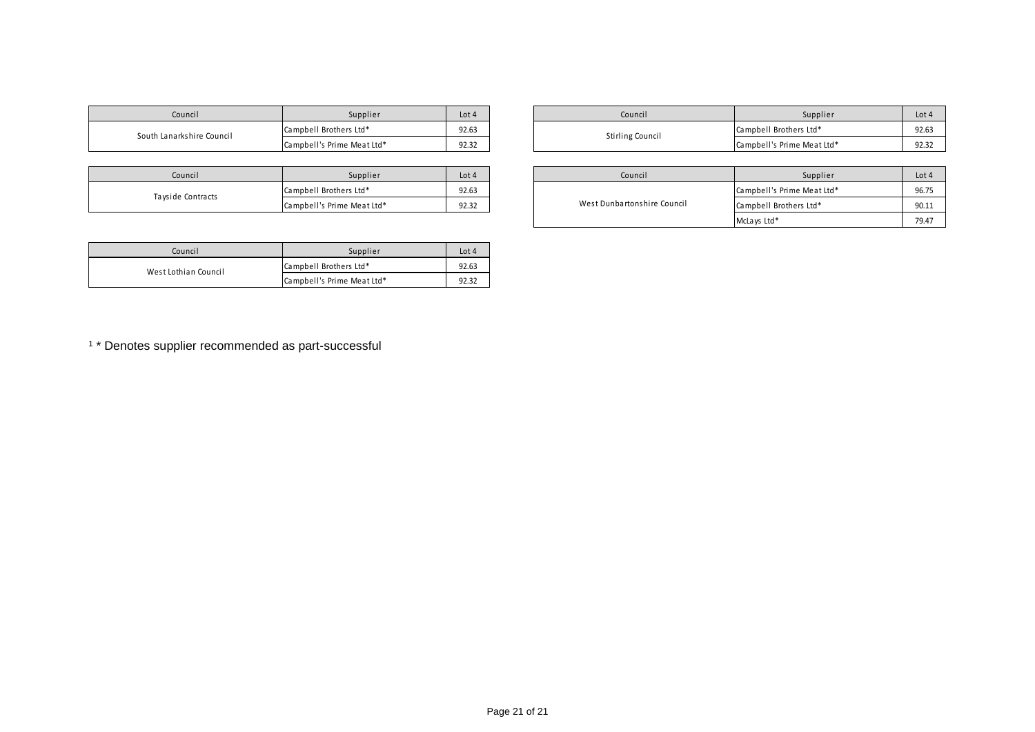| Council | Supplier | Lot 4 |
| --- | --- | --- |
| South Lanarkshire Council | Campbell Brothers Ltd* | 92.63 |
| | Campbell's Prime Meat Ltd* | 92.32 |

| Council | Supplier | Lot 4 |
| --- | --- | --- |
| Stirling Council | Campbell Brothers Ltd* | 92.63 |
| | Campbell's Prime Meat Ltd* | 92.32 |

| Council | Supplier | Lot 4 |
| --- | --- | --- |
| Tayside Contracts | Campbell Brothers Ltd* | 92.63 |
| | Campbell's Prime Meat Ltd* | 92.32 |

| Council | Supplier | Lot 4 |
| --- | --- | --- |
| West Dunbartonshire Council | Campbell's Prime Meat Ltd* | 96.75 |
| | Campbell Brothers Ltd* | 90.11 |
| | McLays Ltd* | 79.47 |

| Council | Supplier | Lot 4 |
| --- | --- | --- |
| West Lothian Council | Campbell Brothers Ltd* | 92.63 |
| | Campbell's Prime Meat Ltd* | 92.32 |

[1] * Denotes supplier recommended as part-successful